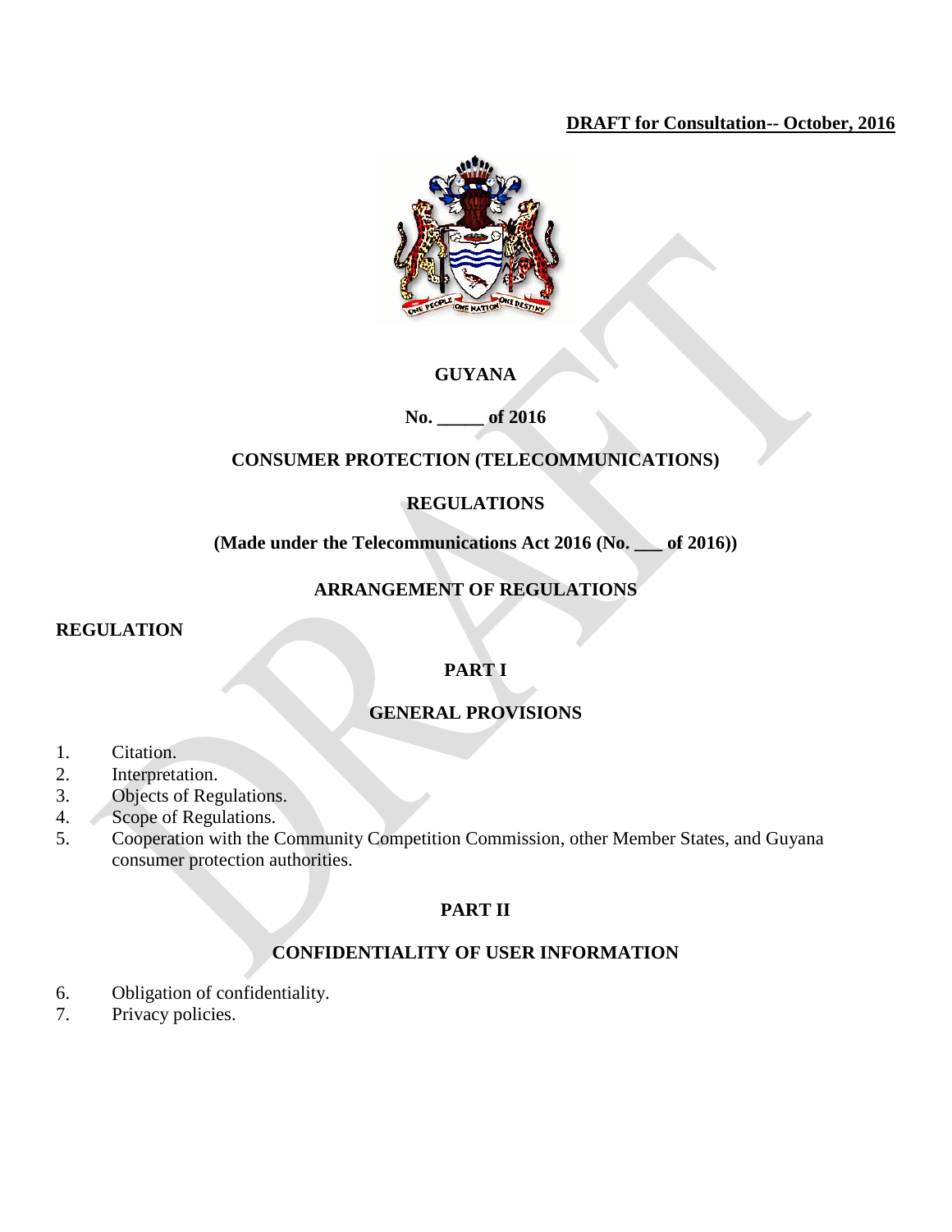**DRAFT for Consultation-- October, 2016**

# GUYANA

**No. _____ of 2016**

## CONSUMER PROTECTION (TELECOMMUNICATIONS) REGULATIONS

**(Made under the Telecommunications Act 2016 (No. ___ of 2016))**

## ARRANGEMENT OF REGULATIONS

**REGULATION**

### PART I

### GENERAL PROVISIONS

1. Citation.
2. Interpretation.
3. Objects of Regulations.
4. Scope of Regulations.
5. Cooperation with the Community Competition Commission, other Member States, and Guyana consumer protection authorities.

### PART II

### CONFIDENTIALITY OF USER INFORMATION

6. Obligation of confidentiality.
7. Privacy policies.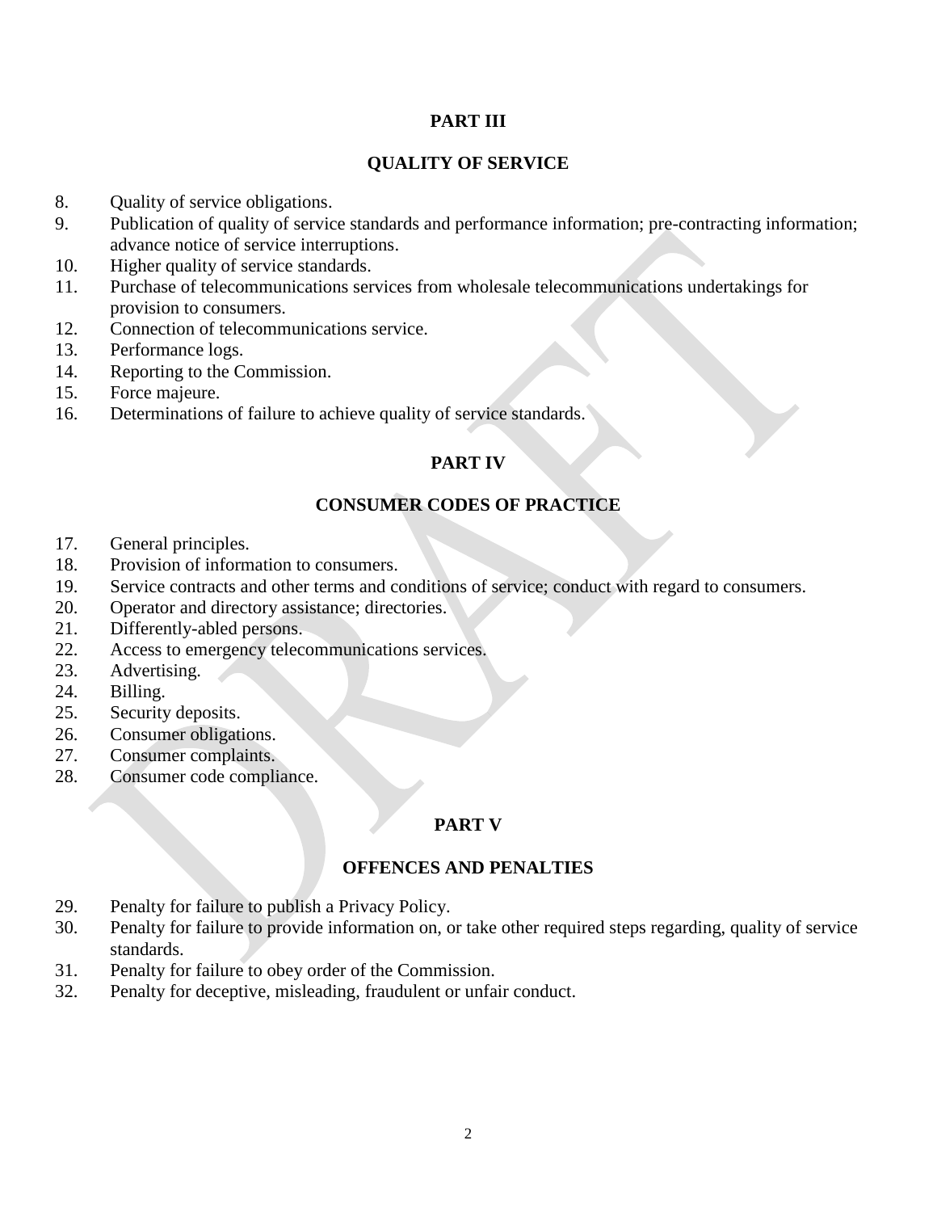## PART III

## QUALITY OF SERVICE

8. Quality of service obligations.
9. Publication of quality of service standards and performance information; pre-contracting information; advance notice of service interruptions.
10. Higher quality of service standards.
11. Purchase of telecommunications services from wholesale telecommunications undertakings for provision to consumers.
12. Connection of telecommunications service.
13. Performance logs.
14. Reporting to the Commission.
15. Force majeure.
16. Determinations of failure to achieve quality of service standards.

## PART IV

## CONSUMER CODES OF PRACTICE

17. General principles.
18. Provision of information to consumers.
19. Service contracts and other terms and conditions of service; conduct with regard to consumers.
20. Operator and directory assistance; directories.
21. Differently-abled persons.
22. Access to emergency telecommunications services.
23. Advertising.
24. Billing.
25. Security deposits.
26. Consumer obligations.
27. Consumer complaints.
28. Consumer code compliance.

## PART V

## OFFENCES AND PENALTIES

29. Penalty for failure to publish a Privacy Policy.
30. Penalty for failure to provide information on, or take other required steps regarding, quality of service standards.
31. Penalty for failure to obey order of the Commission.
32. Penalty for deceptive, misleading, fraudulent or unfair conduct.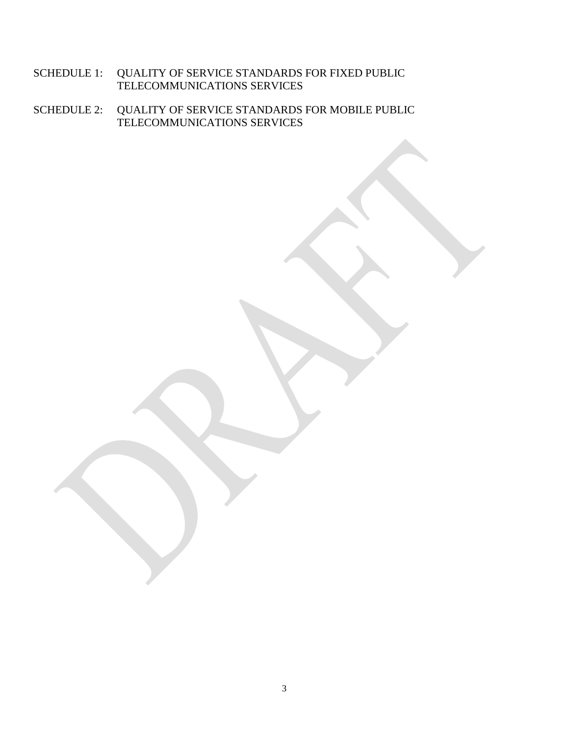SCHEDULE 1: QUALITY OF SERVICE STANDARDS FOR FIXED PUBLIC TELECOMMUNICATIONS SERVICES

SCHEDULE 2: QUALITY OF SERVICE STANDARDS FOR MOBILE PUBLIC TELECOMMUNICATIONS SERVICES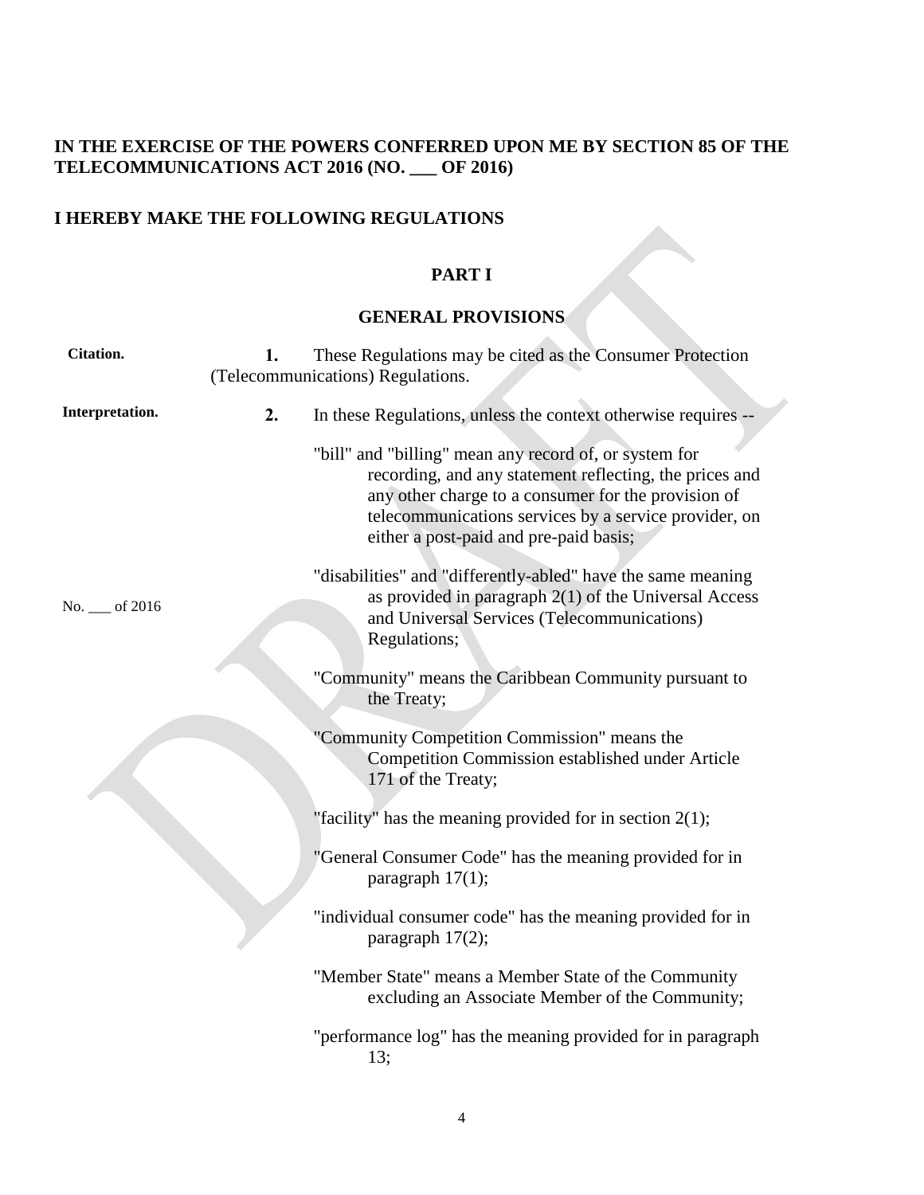**IN THE EXERCISE OF THE POWERS CONFERRED UPON ME BY SECTION 85 OF THE TELECOMMUNICATIONS ACT 2016 (NO. ___ OF 2016)**

**I HEREBY MAKE THE FOLLOWING REGULATIONS**

## PART I

## GENERAL PROVISIONS

**Citation.**

**1.** These Regulations may be cited as the Consumer Protection (Telecommunications) Regulations.

**Interpretation.**

**2.** In these Regulations, unless the context otherwise requires --

"bill" and "billing" mean any record of, or system for recording, and any statement reflecting, the prices and any other charge to a consumer for the provision of telecommunications services by a service provider, on either a post-paid and pre-paid basis;

"disabilities" and "differently-abled" have the same meaning as provided in paragraph 2(1) of the Universal Access and Universal Services (Telecommunications) Regulations;

No. ___ of 2016

"Community" means the Caribbean Community pursuant to the Treaty;

"Community Competition Commission" means the Competition Commission established under Article 171 of the Treaty;

"facility" has the meaning provided for in section 2(1);

"General Consumer Code" has the meaning provided for in paragraph 17(1);

"individual consumer code" has the meaning provided for in paragraph 17(2);

"Member State" means a Member State of the Community excluding an Associate Member of the Community;

"performance log" has the meaning provided for in paragraph 13;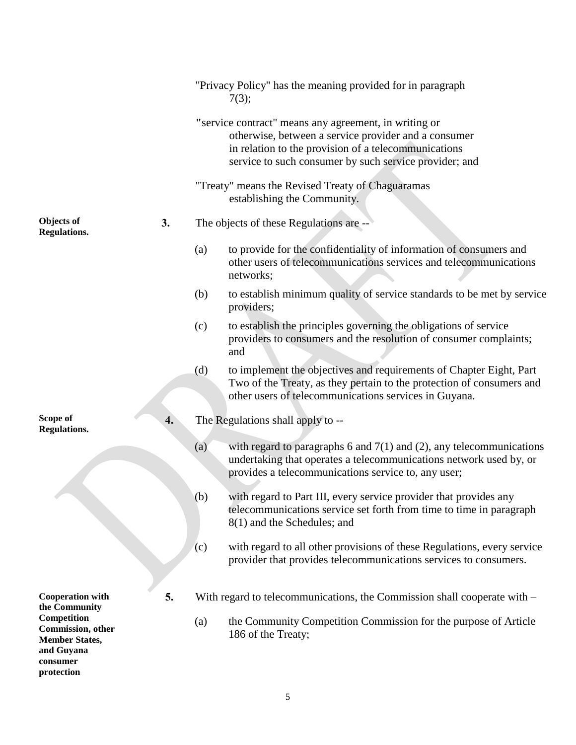"Privacy Policy" has the meaning provided for in paragraph 7(3);

"service contract" means any agreement, in writing or otherwise, between a service provider and a consumer in relation to the provision of a telecommunications service to such consumer by such service provider; and

"Treaty" means the Revised Treaty of Chaguaramas establishing the Community.

**Objects of Regulations.**

**3.** The objects of these Regulations are --

(a) to provide for the confidentiality of information of consumers and other users of telecommunications services and telecommunications networks;

(b) to establish minimum quality of service standards to be met by service providers;

(c) to establish the principles governing the obligations of service providers to consumers and the resolution of consumer complaints; and

(d) to implement the objectives and requirements of Chapter Eight, Part Two of the Treaty, as they pertain to the protection of consumers and other users of telecommunications services in Guyana.

**Scope of Regulations.**

**4.** The Regulations shall apply to --

(a) with regard to paragraphs 6 and 7(1) and (2), any telecommunications undertaking that operates a telecommunications network used by, or provides a telecommunications service to, any user;

(b) with regard to Part III, every service provider that provides any telecommunications service set forth from time to time in paragraph 8(1) and the Schedules; and

(c) with regard to all other provisions of these Regulations, every service provider that provides telecommunications services to consumers.

**Cooperation with the Community Competition Commission, other Member States, and Guyana consumer protection**

**5.** With regard to telecommunications, the Commission shall cooperate with –

(a) the Community Competition Commission for the purpose of Article 186 of the Treaty;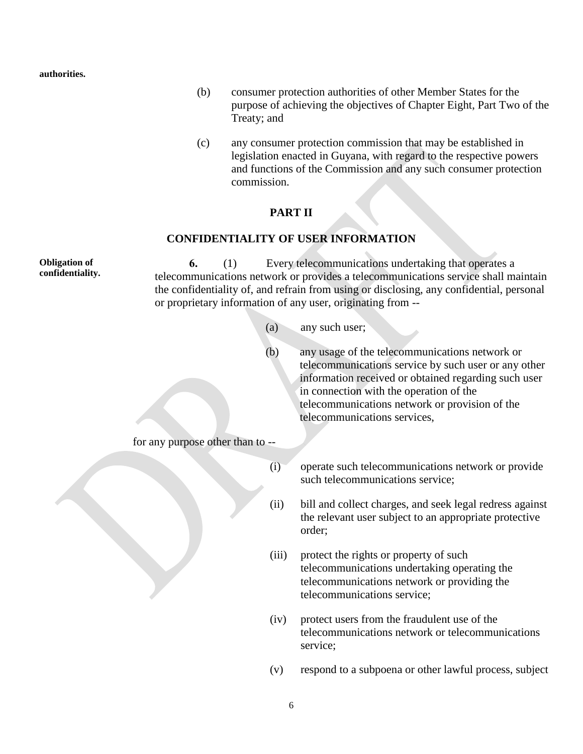**authorities.**

(b) consumer protection authorities of other Member States for the purpose of achieving the objectives of Chapter Eight, Part Two of the Treaty; and

(c) any consumer protection commission that may be established in legislation enacted in Guyana, with regard to the respective powers and functions of the Commission and any such consumer protection commission.

## PART II

## CONFIDENTIALITY OF USER INFORMATION

**Obligation of confidentiality.**

**6.** (1) Every telecommunications undertaking that operates a telecommunications network or provides a telecommunications service shall maintain the confidentiality of, and refrain from using or disclosing, any confidential, personal or proprietary information of any user, originating from --

(a) any such user;

(b) any usage of the telecommunications network or telecommunications service by such user or any other information received or obtained regarding such user in connection with the operation of the telecommunications network or provision of the telecommunications services,

for any purpose other than to --

(i) operate such telecommunications network or provide such telecommunications service;

(ii) bill and collect charges, and seek legal redress against the relevant user subject to an appropriate protective order;

(iii) protect the rights or property of such telecommunications undertaking operating the telecommunications network or providing the telecommunications service;

(iv) protect users from the fraudulent use of the telecommunications network or telecommunications service;

(v) respond to a subpoena or other lawful process, subject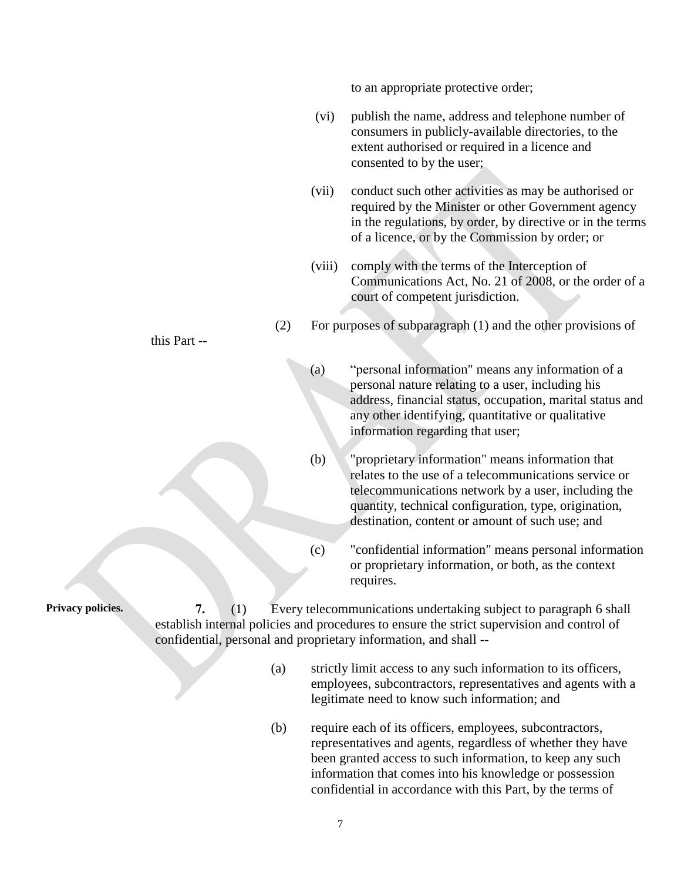to an appropriate protective order;

(vi) publish the name, address and telephone number of consumers in publicly-available directories, to the extent authorised or required in a licence and consented to by the user;

(vii) conduct such other activities as may be authorised or required by the Minister or other Government agency in the regulations, by order, by directive or in the terms of a licence, or by the Commission by order; or

(viii) comply with the terms of the Interception of Communications Act, No. 21 of 2008, or the order of a court of competent jurisdiction.

(2) For purposes of subparagraph (1) and the other provisions of this Part --

(a) "personal information" means any information of a personal nature relating to a user, including his address, financial status, occupation, marital status and any other identifying, quantitative or qualitative information regarding that user;

(b) "proprietary information" means information that relates to the use of a telecommunications service or telecommunications network by a user, including the quantity, technical configuration, type, origination, destination, content or amount of such use; and

(c) "confidential information" means personal information or proprietary information, or both, as the context requires.

**Privacy policies.**

**7.** (1) Every telecommunications undertaking subject to paragraph 6 shall establish internal policies and procedures to ensure the strict supervision and control of confidential, personal and proprietary information, and shall --

(a) strictly limit access to any such information to its officers, employees, subcontractors, representatives and agents with a legitimate need to know such information; and

(b) require each of its officers, employees, subcontractors, representatives and agents, regardless of whether they have been granted access to such information, to keep any such information that comes into his knowledge or possession confidential in accordance with this Part, by the terms of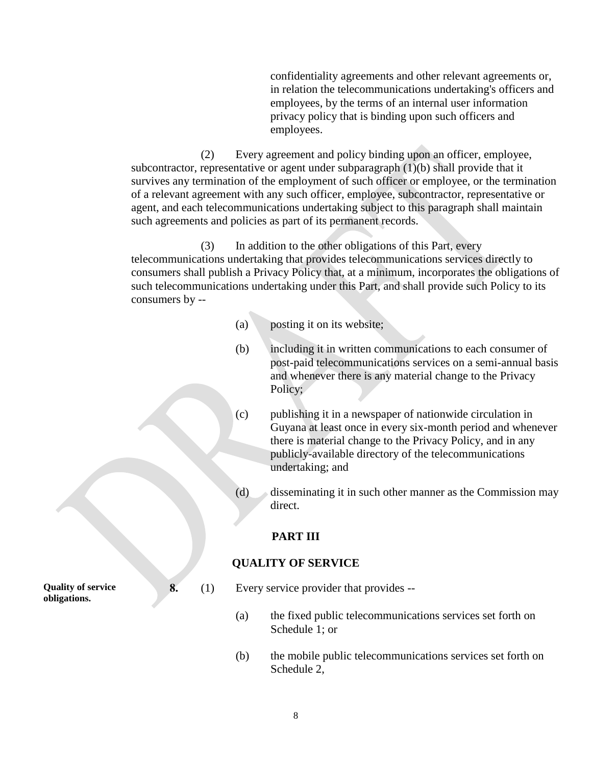confidentiality agreements and other relevant agreements or, in relation the telecommunications undertaking's officers and employees, by the terms of an internal user information privacy policy that is binding upon such officers and employees.

(2) Every agreement and policy binding upon an officer, employee, subcontractor, representative or agent under subparagraph (1)(b) shall provide that it survives any termination of the employment of such officer or employee, or the termination of a relevant agreement with any such officer, employee, subcontractor, representative or agent, and each telecommunications undertaking subject to this paragraph shall maintain such agreements and policies as part of its permanent records.

(3) In addition to the other obligations of this Part, every telecommunications undertaking that provides telecommunications services directly to consumers shall publish a Privacy Policy that, at a minimum, incorporates the obligations of such telecommunications undertaking under this Part, and shall provide such Policy to its consumers by --

(a) posting it on its website;

(b) including it in written communications to each consumer of post-paid telecommunications services on a semi-annual basis and whenever there is any material change to the Privacy Policy;

(c) publishing it in a newspaper of nationwide circulation in Guyana at least once in every six-month period and whenever there is material change to the Privacy Policy, and in any publicly-available directory of the telecommunications undertaking; and

(d) disseminating it in such other manner as the Commission may direct.

## PART III

## QUALITY OF SERVICE

**Quality of service obligations.**

**8.** (1) Every service provider that provides --

(a) the fixed public telecommunications services set forth on Schedule 1; or

(b) the mobile public telecommunications services set forth on Schedule 2,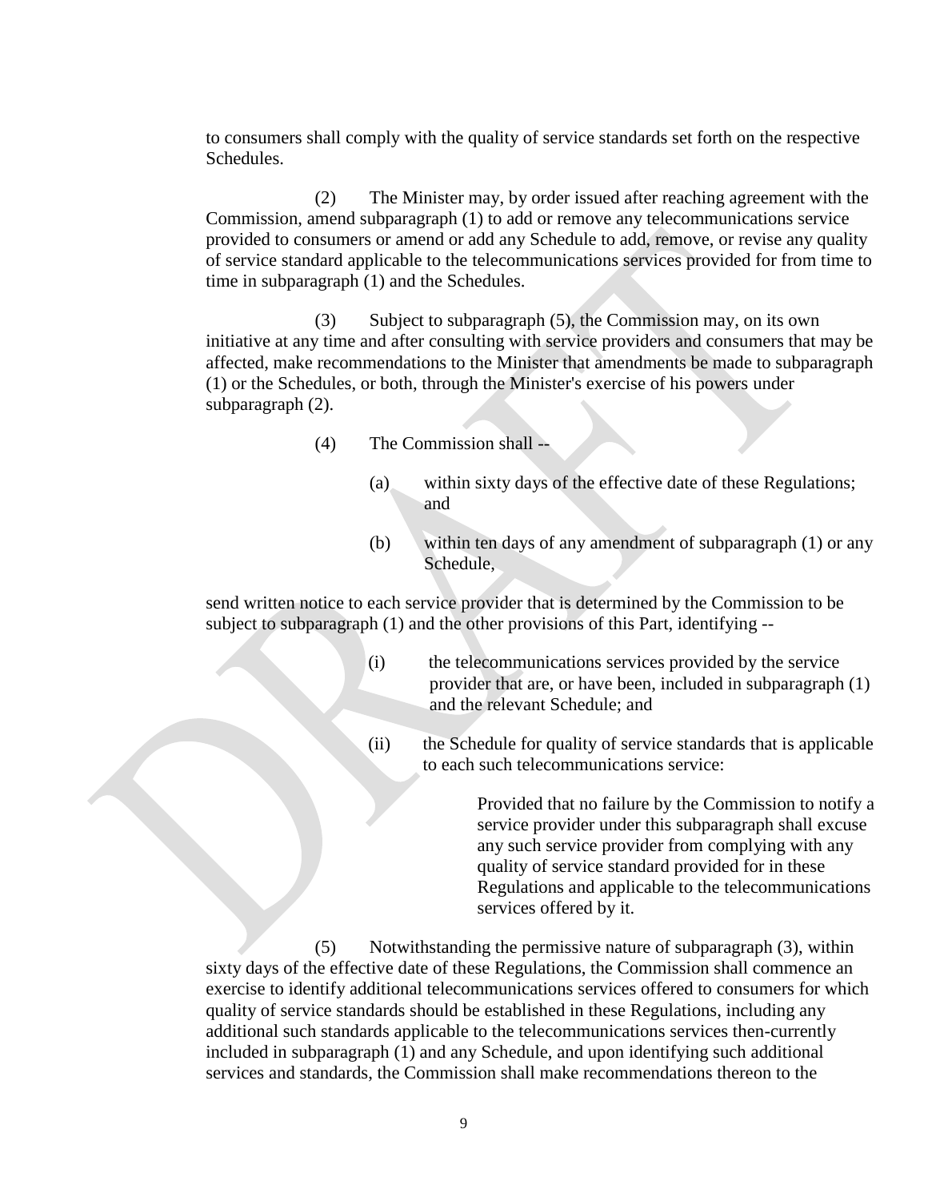to consumers shall comply with the quality of service standards set forth on the respective Schedules.

(2) The Minister may, by order issued after reaching agreement with the Commission, amend subparagraph (1) to add or remove any telecommunications service provided to consumers or amend or add any Schedule to add, remove, or revise any quality of service standard applicable to the telecommunications services provided for from time to time in subparagraph (1) and the Schedules.

(3) Subject to subparagraph (5), the Commission may, on its own initiative at any time and after consulting with service providers and consumers that may be affected, make recommendations to the Minister that amendments be made to subparagraph (1) or the Schedules, or both, through the Minister's exercise of his powers under subparagraph (2).

(4) The Commission shall --

(a) within sixty days of the effective date of these Regulations; and

(b) within ten days of any amendment of subparagraph (1) or any Schedule,

send written notice to each service provider that is determined by the Commission to be subject to subparagraph (1) and the other provisions of this Part, identifying --

(i) the telecommunications services provided by the service provider that are, or have been, included in subparagraph (1) and the relevant Schedule; and

(ii) the Schedule for quality of service standards that is applicable to each such telecommunications service:

Provided that no failure by the Commission to notify a service provider under this subparagraph shall excuse any such service provider from complying with any quality of service standard provided for in these Regulations and applicable to the telecommunications services offered by it.

(5) Notwithstanding the permissive nature of subparagraph (3), within sixty days of the effective date of these Regulations, the Commission shall commence an exercise to identify additional telecommunications services offered to consumers for which quality of service standards should be established in these Regulations, including any additional such standards applicable to the telecommunications services then-currently included in subparagraph (1) and any Schedule, and upon identifying such additional services and standards, the Commission shall make recommendations thereon to the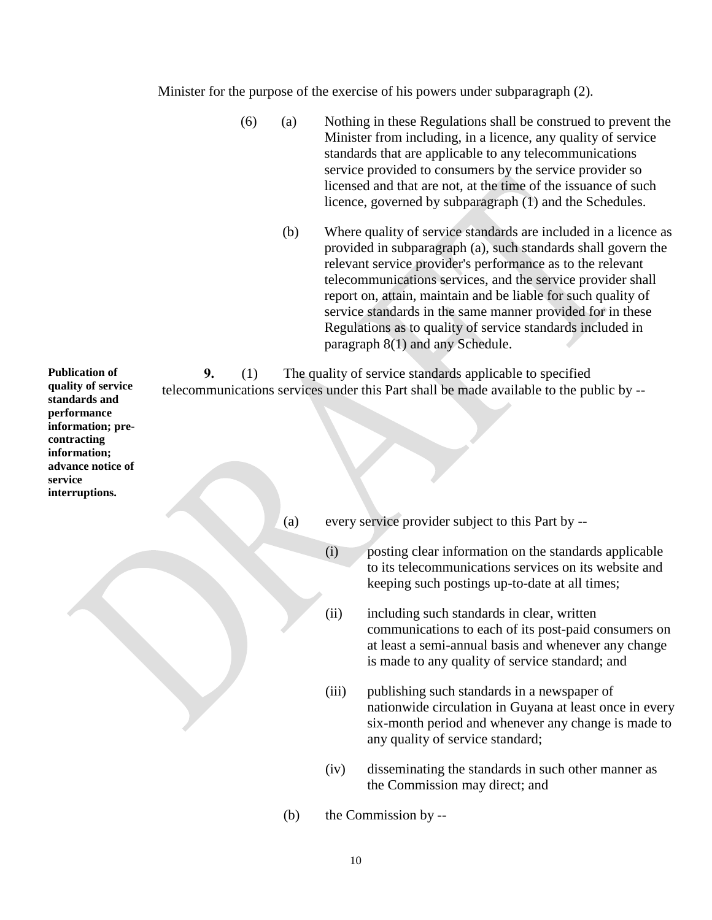Minister for the purpose of the exercise of his powers under subparagraph (2).

(6) (a) Nothing in these Regulations shall be construed to prevent the Minister from including, in a licence, any quality of service standards that are applicable to any telecommunications service provided to consumers by the service provider so licensed and that are not, at the time of the issuance of such licence, governed by subparagraph (1) and the Schedules.

(b) Where quality of service standards are included in a licence as provided in subparagraph (a), such standards shall govern the relevant service provider's performance as to the relevant telecommunications services, and the service provider shall report on, attain, maintain and be liable for such quality of service standards in the same manner provided for in these Regulations as to quality of service standards included in paragraph 8(1) and any Schedule.

**Publication of quality of service standards and performance information; pre-contracting information; advance notice of service interruptions.**

**9.** (1) The quality of service standards applicable to specified telecommunications services under this Part shall be made available to the public by --

(a) every service provider subject to this Part by --

(i) posting clear information on the standards applicable to its telecommunications services on its website and keeping such postings up-to-date at all times;

(ii) including such standards in clear, written communications to each of its post-paid consumers on at least a semi-annual basis and whenever any change is made to any quality of service standard; and

(iii) publishing such standards in a newspaper of nationwide circulation in Guyana at least once in every six-month period and whenever any change is made to any quality of service standard;

(iv) disseminating the standards in such other manner as the Commission may direct; and

(b) the Commission by --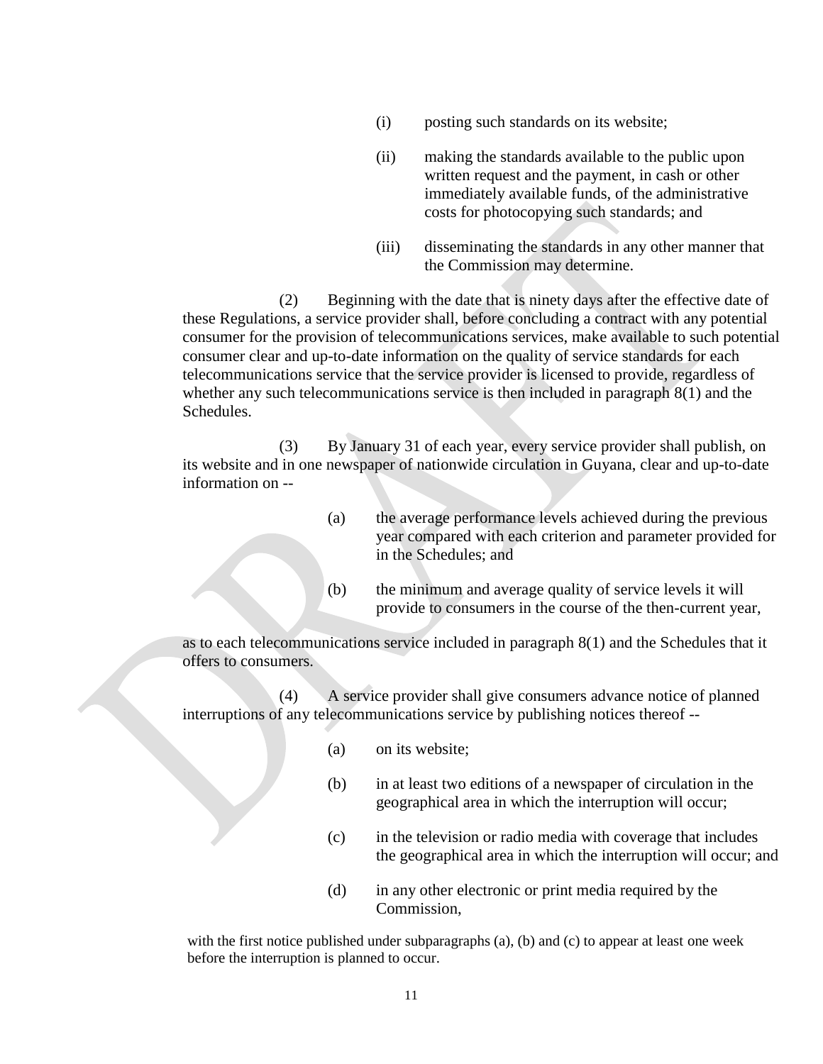(i) posting such standards on its website;

(ii) making the standards available to the public upon written request and the payment, in cash or other immediately available funds, of the administrative costs for photocopying such standards; and

(iii) disseminating the standards in any other manner that the Commission may determine.

(2) Beginning with the date that is ninety days after the effective date of these Regulations, a service provider shall, before concluding a contract with any potential consumer for the provision of telecommunications services, make available to such potential consumer clear and up-to-date information on the quality of service standards for each telecommunications service that the service provider is licensed to provide, regardless of whether any such telecommunications service is then included in paragraph 8(1) and the Schedules.

(3) By January 31 of each year, every service provider shall publish, on its website and in one newspaper of nationwide circulation in Guyana, clear and up-to-date information on --

(a) the average performance levels achieved during the previous year compared with each criterion and parameter provided for in the Schedules; and

(b) the minimum and average quality of service levels it will provide to consumers in the course of the then-current year,

as to each telecommunications service included in paragraph 8(1) and the Schedules that it offers to consumers.

(4) A service provider shall give consumers advance notice of planned interruptions of any telecommunications service by publishing notices thereof --

(a) on its website;

(b) in at least two editions of a newspaper of circulation in the geographical area in which the interruption will occur;

(c) in the television or radio media with coverage that includes the geographical area in which the interruption will occur; and

(d) in any other electronic or print media required by the Commission,

with the first notice published under subparagraphs (a), (b) and (c) to appear at least one week before the interruption is planned to occur.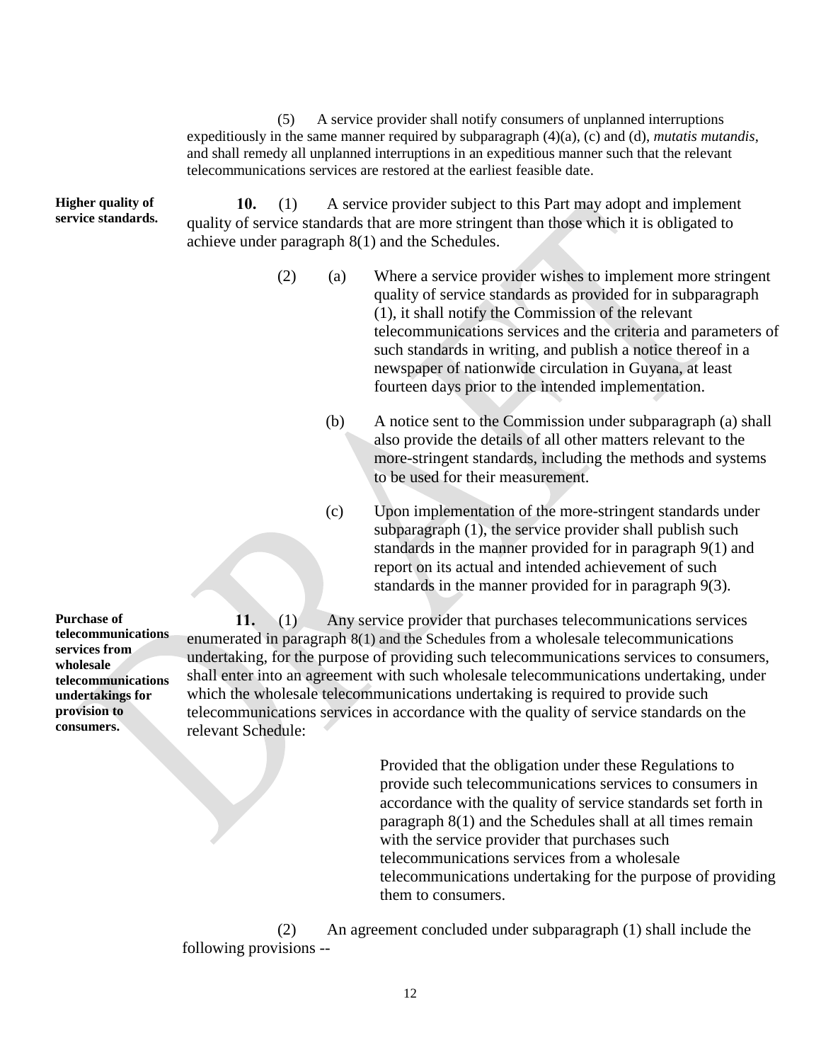(5) A service provider shall notify consumers of unplanned interruptions expeditiously in the same manner required by subparagraph (4)(a), (c) and (d), *mutatis mutandis*, and shall remedy all unplanned interruptions in an expeditious manner such that the relevant telecommunications services are restored at the earliest feasible date.

**Higher quality of service standards.**

**10.** (1) A service provider subject to this Part may adopt and implement quality of service standards that are more stringent than those which it is obligated to achieve under paragraph 8(1) and the Schedules.

(2) (a) Where a service provider wishes to implement more stringent quality of service standards as provided for in subparagraph (1), it shall notify the Commission of the relevant telecommunications services and the criteria and parameters of such standards in writing, and publish a notice thereof in a newspaper of nationwide circulation in Guyana, at least fourteen days prior to the intended implementation.

(b) A notice sent to the Commission under subparagraph (a) shall also provide the details of all other matters relevant to the more-stringent standards, including the methods and systems to be used for their measurement.

(c) Upon implementation of the more-stringent standards under subparagraph (1), the service provider shall publish such standards in the manner provided for in paragraph 9(1) and report on its actual and intended achievement of such standards in the manner provided for in paragraph 9(3).

**Purchase of telecommunications services from wholesale telecommunications undertakings for provision to consumers.**

**11.** (1) Any service provider that purchases telecommunications services enumerated in paragraph 8(1) and the Schedules from a wholesale telecommunications undertaking, for the purpose of providing such telecommunications services to consumers, shall enter into an agreement with such wholesale telecommunications undertaking, under which the wholesale telecommunications undertaking is required to provide such telecommunications services in accordance with the quality of service standards on the relevant Schedule:

Provided that the obligation under these Regulations to provide such telecommunications services to consumers in accordance with the quality of service standards set forth in paragraph 8(1) and the Schedules shall at all times remain with the service provider that purchases such telecommunications services from a wholesale telecommunications undertaking for the purpose of providing them to consumers.

(2) An agreement concluded under subparagraph (1) shall include the following provisions --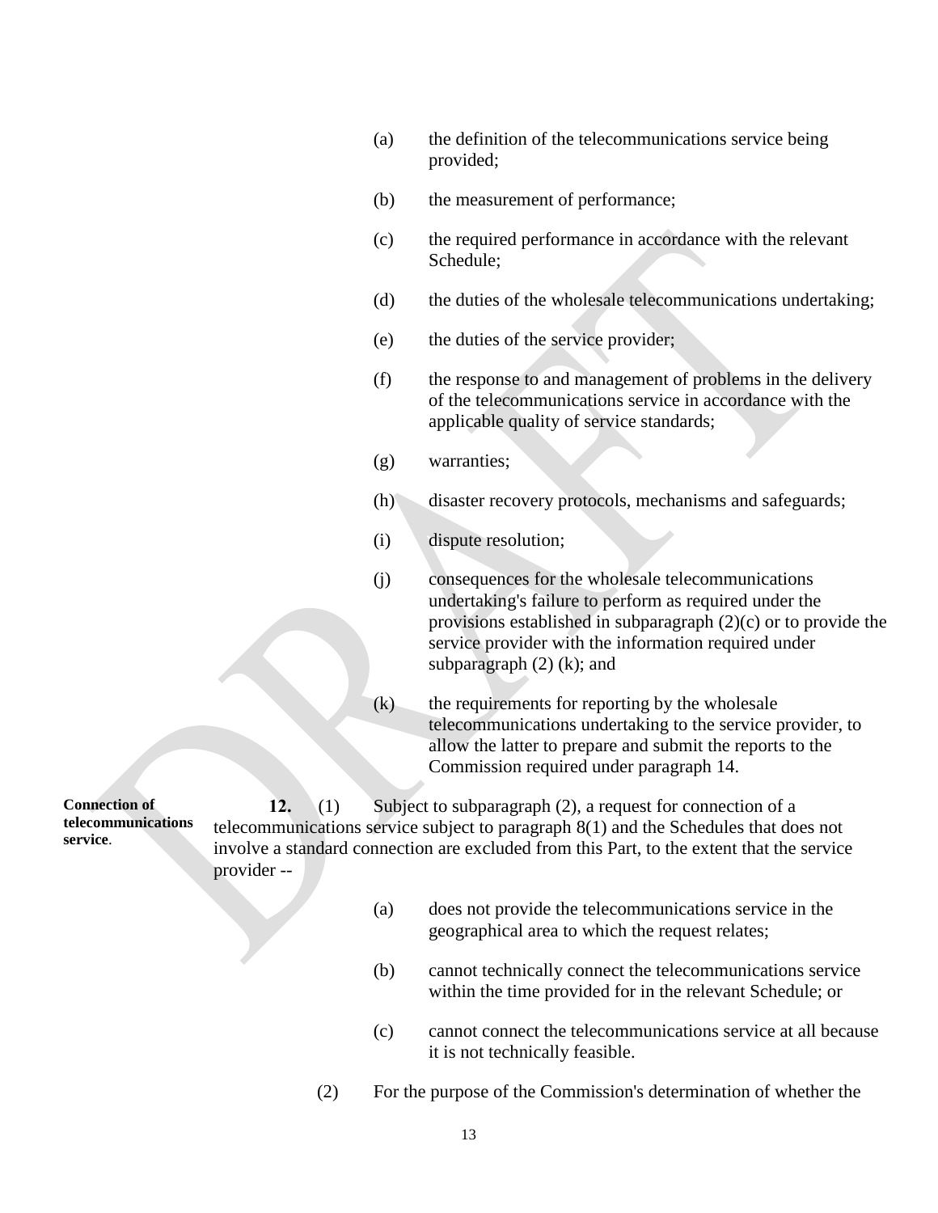(a) the definition of the telecommunications service being provided;

(b) the measurement of performance;

(c) the required performance in accordance with the relevant Schedule;

(d) the duties of the wholesale telecommunications undertaking;

(e) the duties of the service provider;

(f) the response to and management of problems in the delivery of the telecommunications service in accordance with the applicable quality of service standards;

(g) warranties;

(h) disaster recovery protocols, mechanisms and safeguards;

(i) dispute resolution;

(j) consequences for the wholesale telecommunications undertaking's failure to perform as required under the provisions established in subparagraph (2)(c) or to provide the service provider with the information required under subparagraph (2) (k); and

(k) the requirements for reporting by the wholesale telecommunications undertaking to the service provider, to allow the latter to prepare and submit the reports to the Commission required under paragraph 14.

**Connection of telecommunications service.**

**12.** (1) Subject to subparagraph (2), a request for connection of a telecommunications service subject to paragraph 8(1) and the Schedules that does not involve a standard connection are excluded from this Part, to the extent that the service provider --

(a) does not provide the telecommunications service in the geographical area to which the request relates;

(b) cannot technically connect the telecommunications service within the time provided for in the relevant Schedule; or

(c) cannot connect the telecommunications service at all because it is not technically feasible.

(2) For the purpose of the Commission's determination of whether the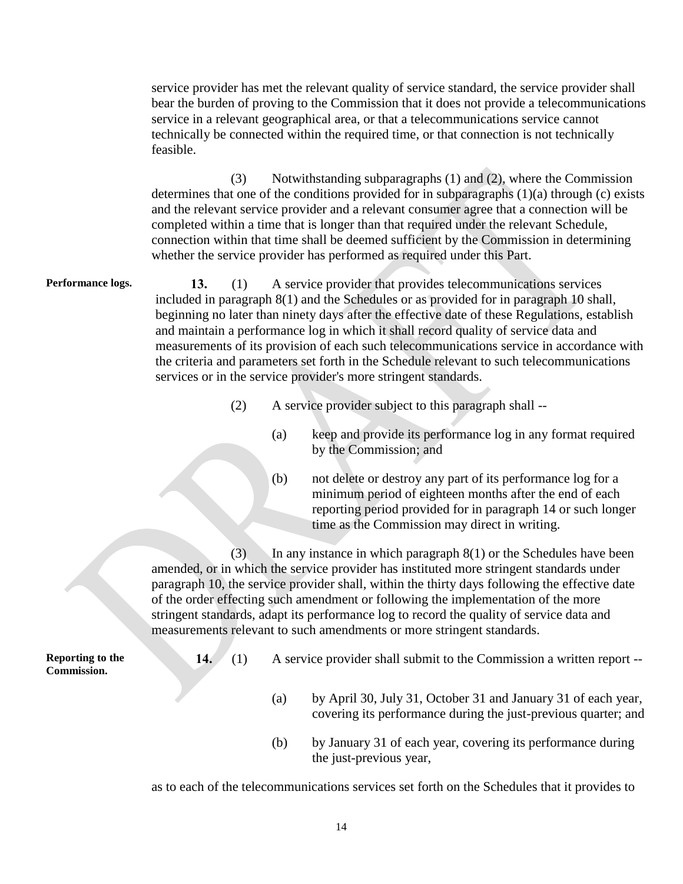service provider has met the relevant quality of service standard, the service provider shall bear the burden of proving to the Commission that it does not provide a telecommunications service in a relevant geographical area, or that a telecommunications service cannot technically be connected within the required time, or that connection is not technically feasible.

(3) Notwithstanding subparagraphs (1) and (2), where the Commission determines that one of the conditions provided for in subparagraphs (1)(a) through (c) exists and the relevant service provider and a relevant consumer agree that a connection will be completed within a time that is longer than that required under the relevant Schedule, connection within that time shall be deemed sufficient by the Commission in determining whether the service provider has performed as required under this Part.

**Performance logs.**

**13.** (1) A service provider that provides telecommunications services included in paragraph 8(1) and the Schedules or as provided for in paragraph 10 shall, beginning no later than ninety days after the effective date of these Regulations, establish and maintain a performance log in which it shall record quality of service data and measurements of its provision of each such telecommunications service in accordance with the criteria and parameters set forth in the Schedule relevant to such telecommunications services or in the service provider's more stringent standards.

(2) A service provider subject to this paragraph shall --

(a) keep and provide its performance log in any format required by the Commission; and

(b) not delete or destroy any part of its performance log for a minimum period of eighteen months after the end of each reporting period provided for in paragraph 14 or such longer time as the Commission may direct in writing.

(3) In any instance in which paragraph 8(1) or the Schedules have been amended, or in which the service provider has instituted more stringent standards under paragraph 10, the service provider shall, within the thirty days following the effective date of the order effecting such amendment or following the implementation of the more stringent standards, adapt its performance log to record the quality of service data and measurements relevant to such amendments or more stringent standards.

**Reporting to the Commission.**

**14.** (1) A service provider shall submit to the Commission a written report --

(a) by April 30, July 31, October 31 and January 31 of each year, covering its performance during the just-previous quarter; and

(b) by January 31 of each year, covering its performance during the just-previous year,

as to each of the telecommunications services set forth on the Schedules that it provides to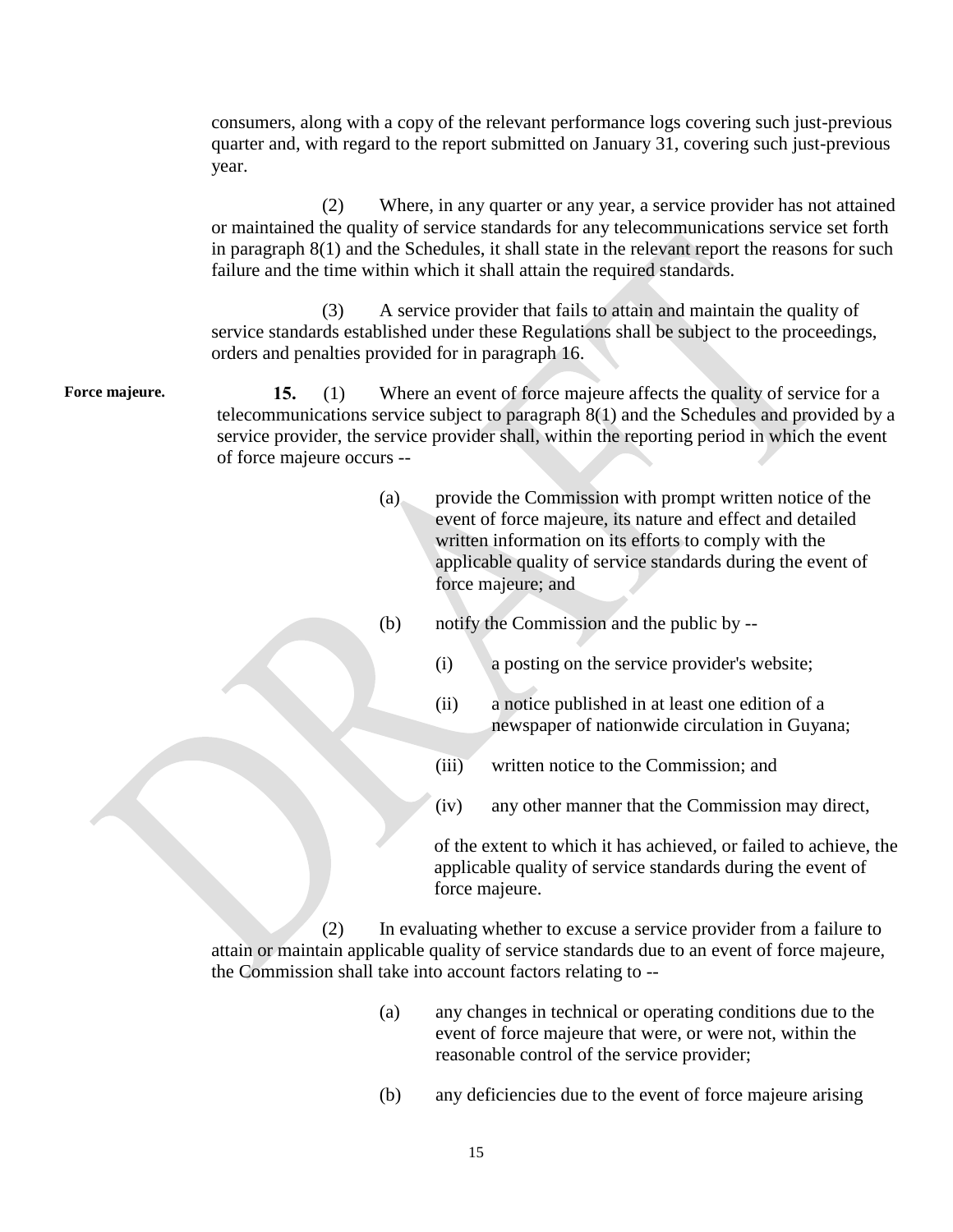consumers, along with a copy of the relevant performance logs covering such just-previous quarter and, with regard to the report submitted on January 31, covering such just-previous year.

(2) Where, in any quarter or any year, a service provider has not attained or maintained the quality of service standards for any telecommunications service set forth in paragraph 8(1) and the Schedules, it shall state in the relevant report the reasons for such failure and the time within which it shall attain the required standards.

(3) A service provider that fails to attain and maintain the quality of service standards established under these Regulations shall be subject to the proceedings, orders and penalties provided for in paragraph 16.

**Force majeure.**

**15.** (1) Where an event of force majeure affects the quality of service for a telecommunications service subject to paragraph 8(1) and the Schedules and provided by a service provider, the service provider shall, within the reporting period in which the event of force majeure occurs --

(a) provide the Commission with prompt written notice of the event of force majeure, its nature and effect and detailed written information on its efforts to comply with the applicable quality of service standards during the event of force majeure; and

(b) notify the Commission and the public by --

(i) a posting on the service provider's website;

(ii) a notice published in at least one edition of a newspaper of nationwide circulation in Guyana;

(iii) written notice to the Commission; and

(iv) any other manner that the Commission may direct,

of the extent to which it has achieved, or failed to achieve, the applicable quality of service standards during the event of force majeure.

(2) In evaluating whether to excuse a service provider from a failure to attain or maintain applicable quality of service standards due to an event of force majeure, the Commission shall take into account factors relating to --

(a) any changes in technical or operating conditions due to the event of force majeure that were, or were not, within the reasonable control of the service provider;

(b) any deficiencies due to the event of force majeure arising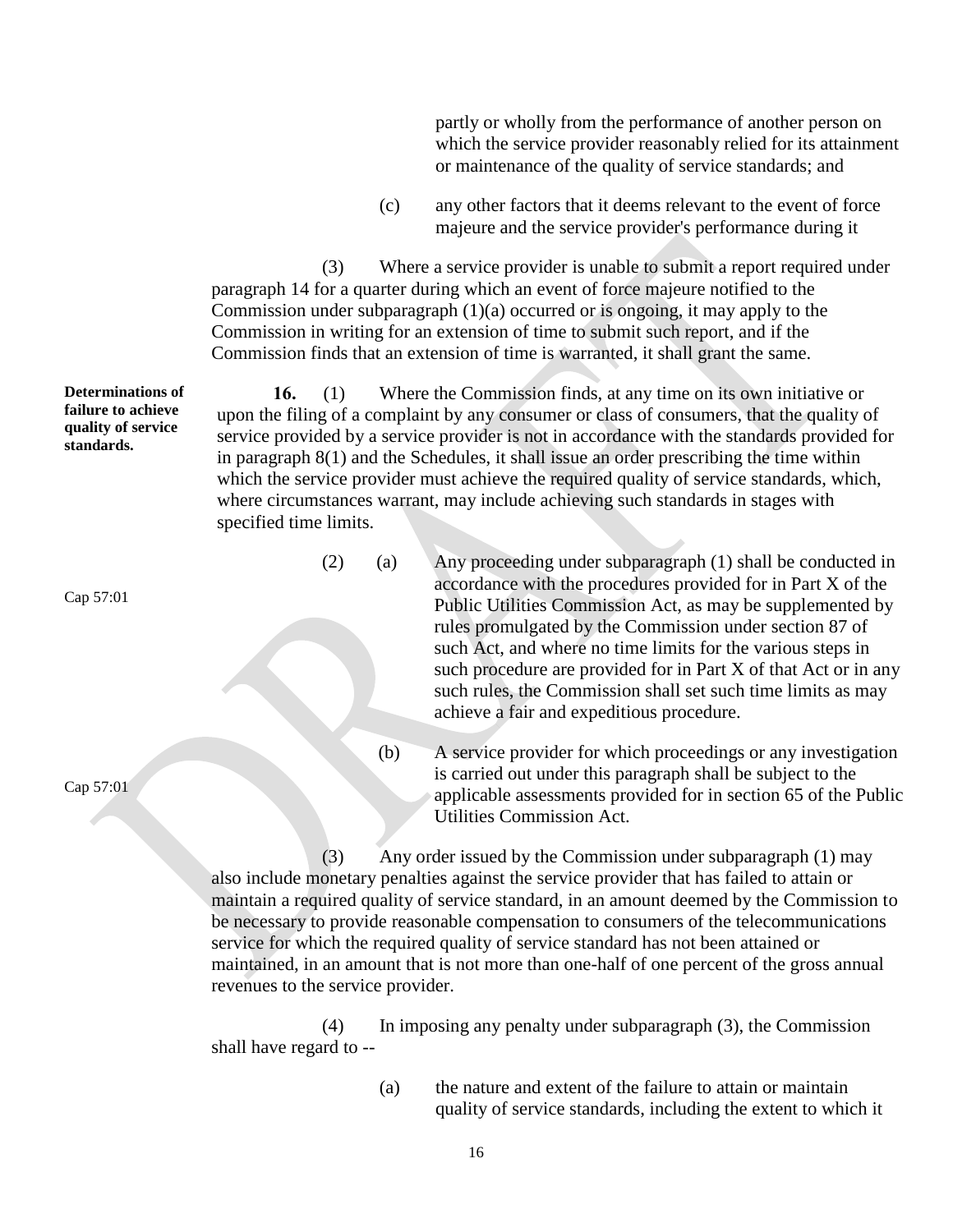partly or wholly from the performance of another person on which the service provider reasonably relied for its attainment or maintenance of the quality of service standards; and

(c) any other factors that it deems relevant to the event of force majeure and the service provider's performance during it

(3) Where a service provider is unable to submit a report required under paragraph 14 for a quarter during which an event of force majeure notified to the Commission under subparagraph (1)(a) occurred or is ongoing, it may apply to the Commission in writing for an extension of time to submit such report, and if the Commission finds that an extension of time is warranted, it shall grant the same.

**Determinations of failure to achieve quality of service standards.**

**16.** (1) Where the Commission finds, at any time on its own initiative or upon the filing of a complaint by any consumer or class of consumers, that the quality of service provided by a service provider is not in accordance with the standards provided for in paragraph 8(1) and the Schedules, it shall issue an order prescribing the time within which the service provider must achieve the required quality of service standards, which, where circumstances warrant, may include achieving such standards in stages with specified time limits.

Cap 57:01

(2) (a) Any proceeding under subparagraph (1) shall be conducted in accordance with the procedures provided for in Part X of the Public Utilities Commission Act, as may be supplemented by rules promulgated by the Commission under section 87 of such Act, and where no time limits for the various steps in such procedure are provided for in Part X of that Act or in any such rules, the Commission shall set such time limits as may achieve a fair and expeditious procedure.

Cap 57:01

(b) A service provider for which proceedings or any investigation is carried out under this paragraph shall be subject to the applicable assessments provided for in section 65 of the Public Utilities Commission Act.

(3) Any order issued by the Commission under subparagraph (1) may also include monetary penalties against the service provider that has failed to attain or maintain a required quality of service standard, in an amount deemed by the Commission to be necessary to provide reasonable compensation to consumers of the telecommunications service for which the required quality of service standard has not been attained or maintained, in an amount that is not more than one-half of one percent of the gross annual revenues to the service provider.

(4) In imposing any penalty under subparagraph (3), the Commission shall have regard to --

(a) the nature and extent of the failure to attain or maintain quality of service standards, including the extent to which it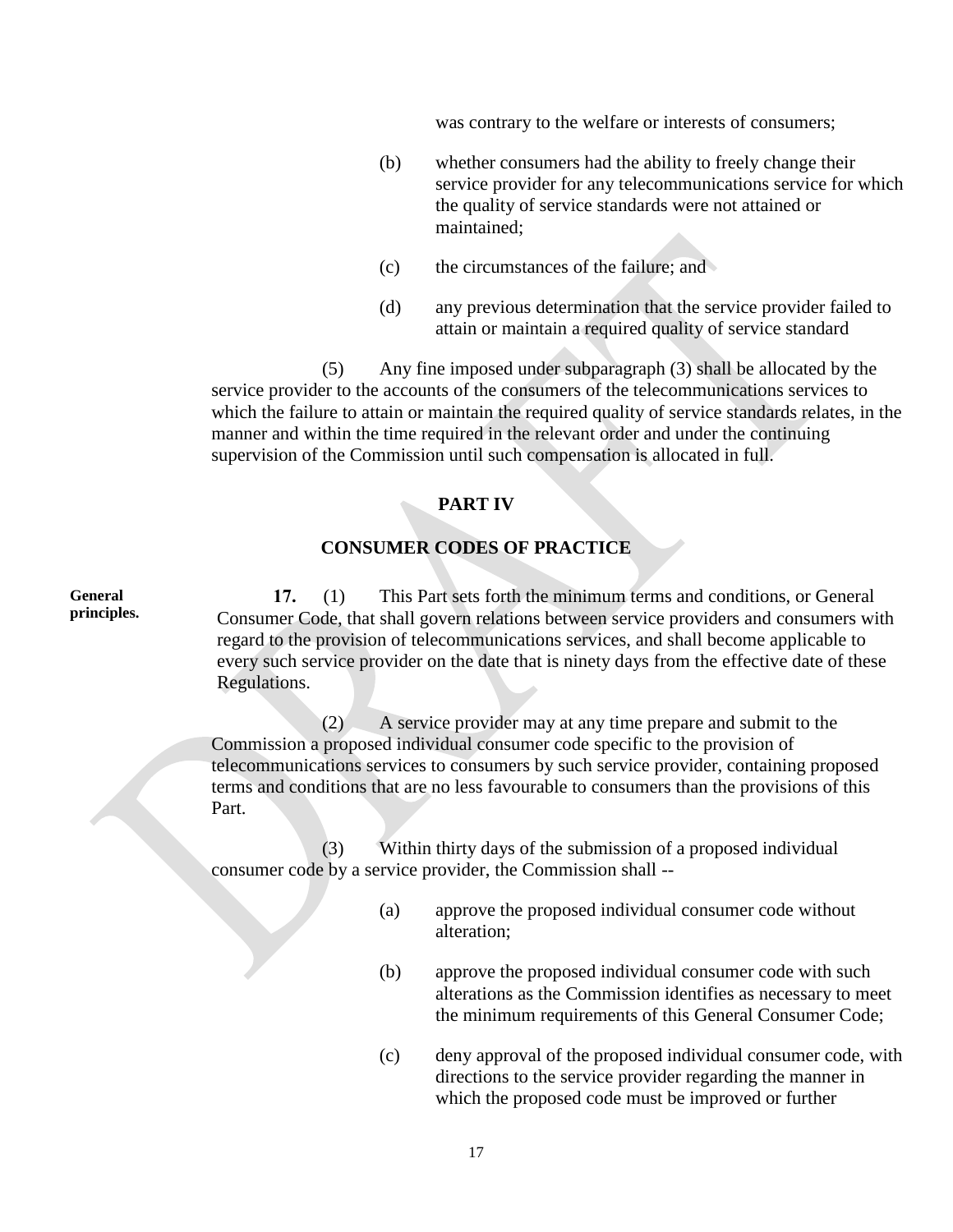was contrary to the welfare or interests of consumers;

(b) whether consumers had the ability to freely change their service provider for any telecommunications service for which the quality of service standards were not attained or maintained;

(c) the circumstances of the failure; and

(d) any previous determination that the service provider failed to attain or maintain a required quality of service standard

(5) Any fine imposed under subparagraph (3) shall be allocated by the service provider to the accounts of the consumers of the telecommunications services to which the failure to attain or maintain the required quality of service standards relates, in the manner and within the time required in the relevant order and under the continuing supervision of the Commission until such compensation is allocated in full.

## PART IV

## CONSUMER CODES OF PRACTICE

**General principles.**

**17.** (1) This Part sets forth the minimum terms and conditions, or General Consumer Code, that shall govern relations between service providers and consumers with regard to the provision of telecommunications services, and shall become applicable to every such service provider on the date that is ninety days from the effective date of these Regulations.

(2) A service provider may at any time prepare and submit to the Commission a proposed individual consumer code specific to the provision of telecommunications services to consumers by such service provider, containing proposed terms and conditions that are no less favourable to consumers than the provisions of this Part.

(3) Within thirty days of the submission of a proposed individual consumer code by a service provider, the Commission shall --

(a) approve the proposed individual consumer code without alteration;

(b) approve the proposed individual consumer code with such alterations as the Commission identifies as necessary to meet the minimum requirements of this General Consumer Code;

(c) deny approval of the proposed individual consumer code, with directions to the service provider regarding the manner in which the proposed code must be improved or further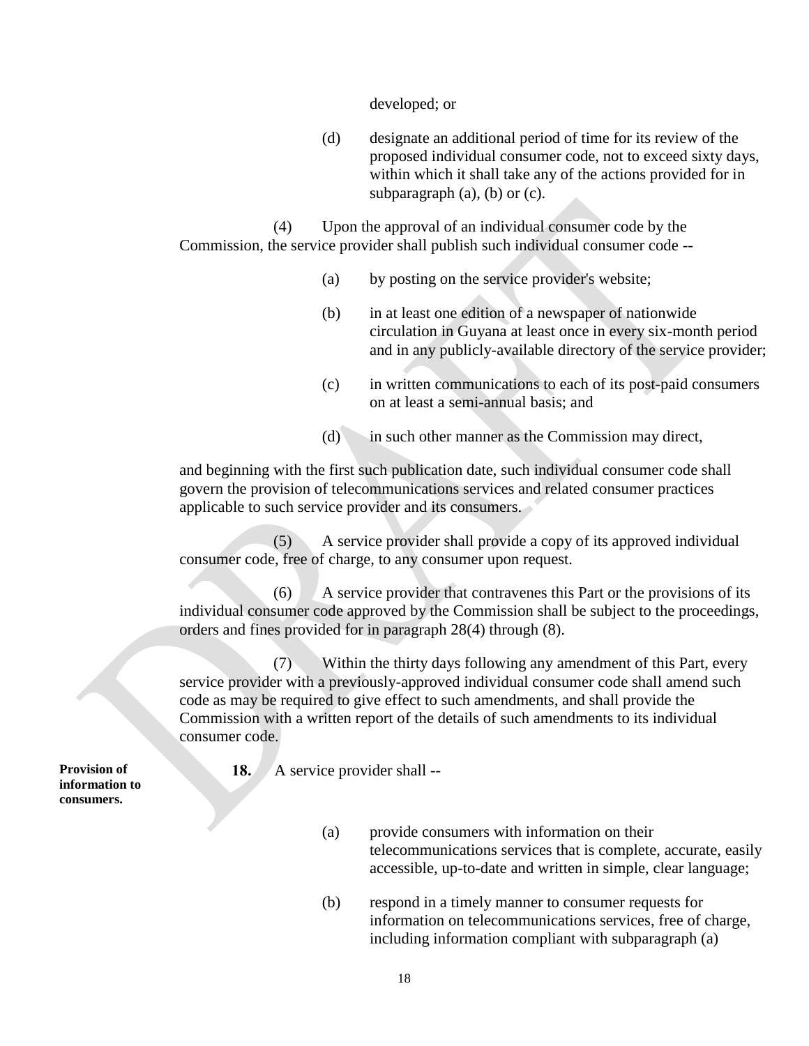developed; or

(d) designate an additional period of time for its review of the proposed individual consumer code, not to exceed sixty days, within which it shall take any of the actions provided for in subparagraph (a), (b) or (c).

(4) Upon the approval of an individual consumer code by the Commission, the service provider shall publish such individual consumer code --

(a) by posting on the service provider's website;

(b) in at least one edition of a newspaper of nationwide circulation in Guyana at least once in every six-month period and in any publicly-available directory of the service provider;

(c) in written communications to each of its post-paid consumers on at least a semi-annual basis; and

(d) in such other manner as the Commission may direct,

and beginning with the first such publication date, such individual consumer code shall govern the provision of telecommunications services and related consumer practices applicable to such service provider and its consumers.

(5) A service provider shall provide a copy of its approved individual consumer code, free of charge, to any consumer upon request.

(6) A service provider that contravenes this Part or the provisions of its individual consumer code approved by the Commission shall be subject to the proceedings, orders and fines provided for in paragraph 28(4) through (8).

(7) Within the thirty days following any amendment of this Part, every service provider with a previously-approved individual consumer code shall amend such code as may be required to give effect to such amendments, and shall provide the Commission with a written report of the details of such amendments to its individual consumer code.

**Provision of information to consumers.**

**18.** A service provider shall --

(a) provide consumers with information on their telecommunications services that is complete, accurate, easily accessible, up-to-date and written in simple, clear language;

(b) respond in a timely manner to consumer requests for information on telecommunications services, free of charge, including information compliant with subparagraph (a)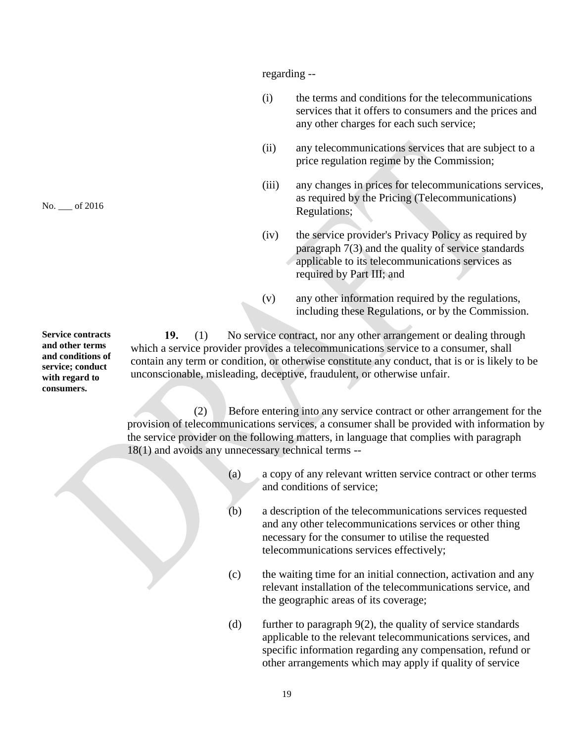regarding --

(i) the terms and conditions for the telecommunications services that it offers to consumers and the prices and any other charges for each such service;

(ii) any telecommunications services that are subject to a price regulation regime by the Commission;

(iii) any changes in prices for telecommunications services, as required by the Pricing (Telecommunications) Regulations;

(iv) the service provider's Privacy Policy as required by paragraph 7(3) and the quality of service standards applicable to its telecommunications services as required by Part III; and

(v) any other information required by the regulations, including these Regulations, or by the Commission.

**Service contracts and other terms and conditions of service; conduct with regard to consumers.**

**19.** (1) No service contract, nor any other arrangement or dealing through which a service provider provides a telecommunications service to a consumer, shall contain any term or condition, or otherwise constitute any conduct, that is or is likely to be unconscionable, misleading, deceptive, fraudulent, or otherwise unfair.

(2) Before entering into any service contract or other arrangement for the provision of telecommunications services, a consumer shall be provided with information by the service provider on the following matters, in language that complies with paragraph 18(1) and avoids any unnecessary technical terms --

(a) a copy of any relevant written service contract or other terms and conditions of service;

(b) a description of the telecommunications services requested and any other telecommunications services or other thing necessary for the consumer to utilise the requested telecommunications services effectively;

(c) the waiting time for an initial connection, activation and any relevant installation of the telecommunications service, and the geographic areas of its coverage;

(d) further to paragraph 9(2), the quality of service standards applicable to the relevant telecommunications services, and specific information regarding any compensation, refund or other arrangements which may apply if quality of service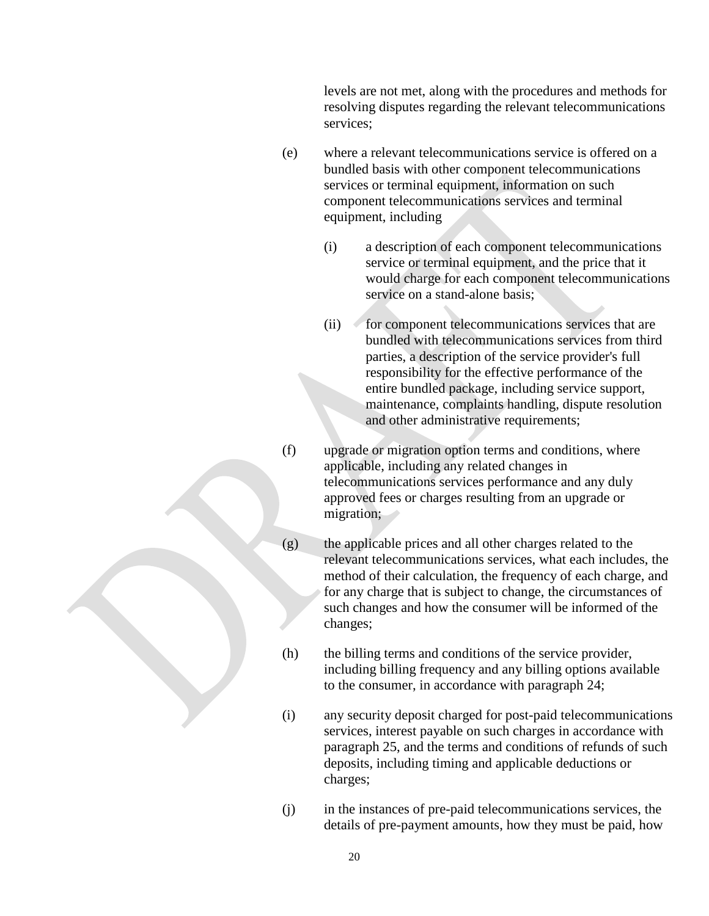levels are not met, along with the procedures and methods for resolving disputes regarding the relevant telecommunications services;

(e) where a relevant telecommunications service is offered on a bundled basis with other component telecommunications services or terminal equipment, information on such component telecommunications services and terminal equipment, including

(i) a description of each component telecommunications service or terminal equipment, and the price that it would charge for each component telecommunications service on a stand-alone basis;

(ii) for component telecommunications services that are bundled with telecommunications services from third parties, a description of the service provider's full responsibility for the effective performance of the entire bundled package, including service support, maintenance, complaints handling, dispute resolution and other administrative requirements;

(f) upgrade or migration option terms and conditions, where applicable, including any related changes in telecommunications services performance and any duly approved fees or charges resulting from an upgrade or migration;

(g) the applicable prices and all other charges related to the relevant telecommunications services, what each includes, the method of their calculation, the frequency of each charge, and for any charge that is subject to change, the circumstances of such changes and how the consumer will be informed of the changes;

(h) the billing terms and conditions of the service provider, including billing frequency and any billing options available to the consumer, in accordance with paragraph 24;

(i) any security deposit charged for post-paid telecommunications services, interest payable on such charges in accordance with paragraph 25, and the terms and conditions of refunds of such deposits, including timing and applicable deductions or charges;

(j) in the instances of pre-paid telecommunications services, the details of pre-payment amounts, how they must be paid, how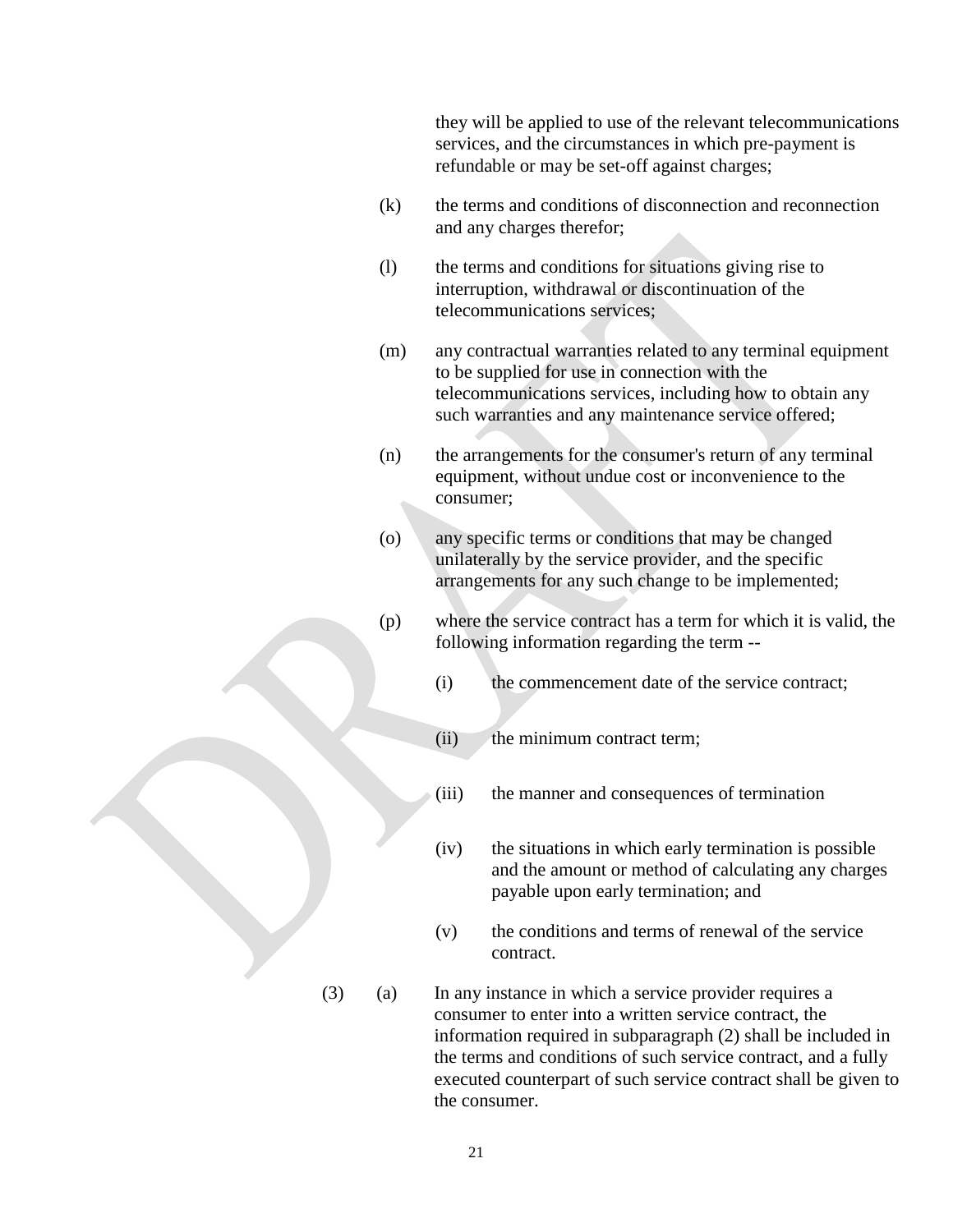they will be applied to use of the relevant telecommunications services, and the circumstances in which pre-payment is refundable or may be set-off against charges;

(k) the terms and conditions of disconnection and reconnection and any charges therefor;

(l) the terms and conditions for situations giving rise to interruption, withdrawal or discontinuation of the telecommunications services;

(m) any contractual warranties related to any terminal equipment to be supplied for use in connection with the telecommunications services, including how to obtain any such warranties and any maintenance service offered;

(n) the arrangements for the consumer's return of any terminal equipment, without undue cost or inconvenience to the consumer;

(o) any specific terms or conditions that may be changed unilaterally by the service provider, and the specific arrangements for any such change to be implemented;

(p) where the service contract has a term for which it is valid, the following information regarding the term --

   (i) the commencement date of the service contract;

   (ii) the minimum contract term;

   (iii) the manner and consequences of termination

   (iv) the situations in which early termination is possible and the amount or method of calculating any charges payable upon early termination; and

   (v) the conditions and terms of renewal of the service contract.

(3) (a) In any instance in which a service provider requires a consumer to enter into a written service contract, the information required in subparagraph (2) shall be included in the terms and conditions of such service contract, and a fully executed counterpart of such service contract shall be given to the consumer.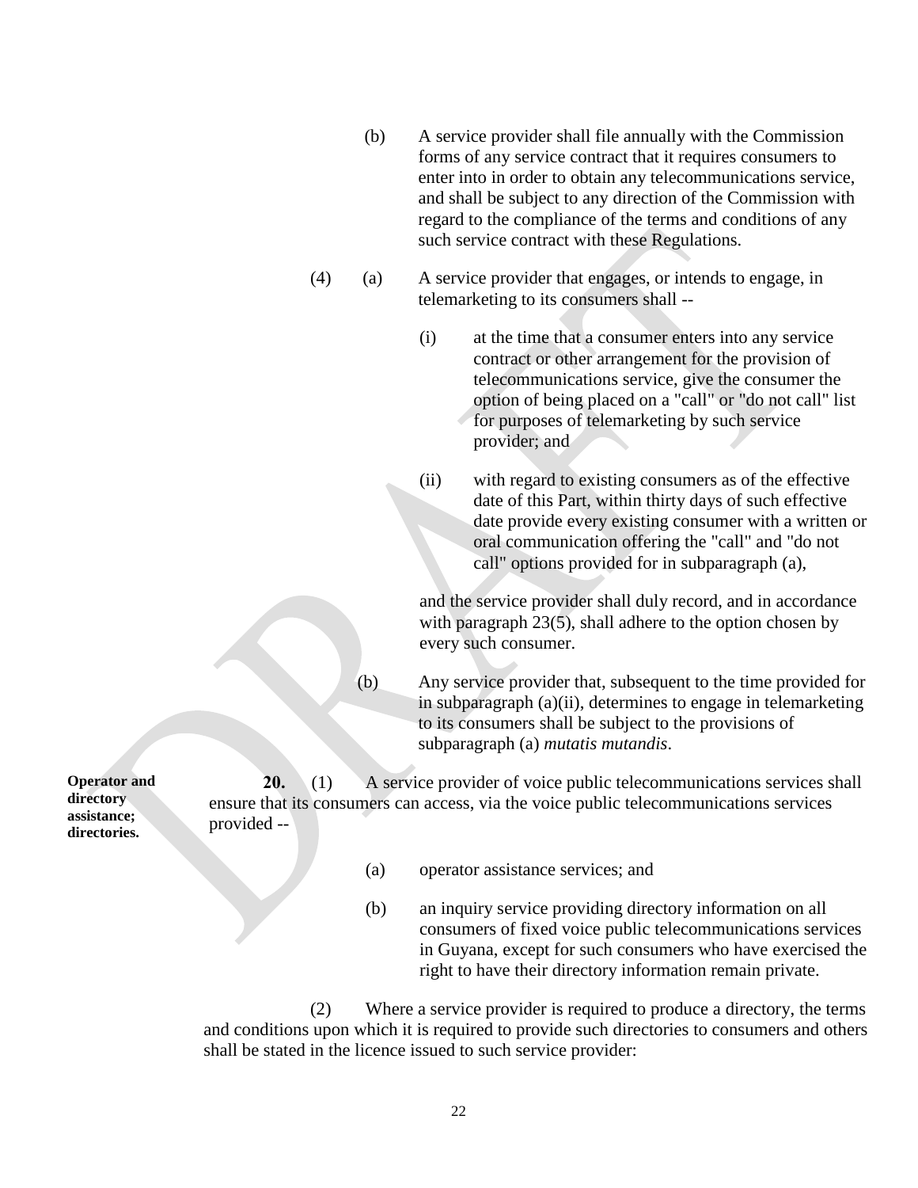(b) A service provider shall file annually with the Commission forms of any service contract that it requires consumers to enter into in order to obtain any telecommunications service, and shall be subject to any direction of the Commission with regard to the compliance of the terms and conditions of any such service contract with these Regulations.

(4) (a) A service provider that engages, or intends to engage, in telemarketing to its consumers shall --

(i) at the time that a consumer enters into any service contract or other arrangement for the provision of telecommunications service, give the consumer the option of being placed on a "call" or "do not call" list for purposes of telemarketing by such service provider; and

(ii) with regard to existing consumers as of the effective date of this Part, within thirty days of such effective date provide every existing consumer with a written or oral communication offering the "call" and "do not call" options provided for in subparagraph (a),

and the service provider shall duly record, and in accordance with paragraph 23(5), shall adhere to the option chosen by every such consumer.

(b) Any service provider that, subsequent to the time provided for in subparagraph (a)(ii), determines to engage in telemarketing to its consumers shall be subject to the provisions of subparagraph (a) *mutatis mutandis*.

**Operator and directory assistance; directories.**

**20.** (1) A service provider of voice public telecommunications services shall ensure that its consumers can access, via the voice public telecommunications services provided --

(a) operator assistance services; and

(b) an inquiry service providing directory information on all consumers of fixed voice public telecommunications services in Guyana, except for such consumers who have exercised the right to have their directory information remain private.

(2) Where a service provider is required to produce a directory, the terms and conditions upon which it is required to provide such directories to consumers and others shall be stated in the licence issued to such service provider: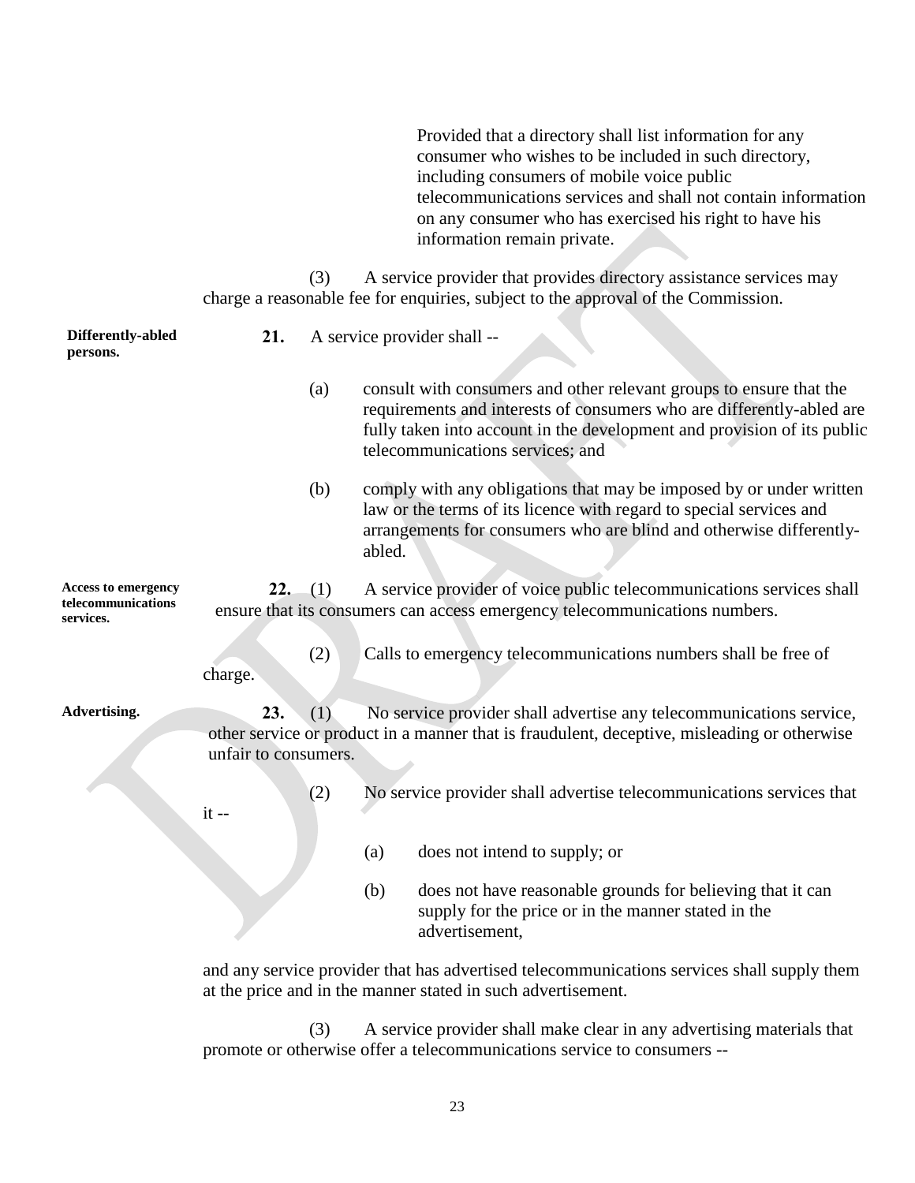Provided that a directory shall list information for any consumer who wishes to be included in such directory, including consumers of mobile voice public telecommunications services and shall not contain information on any consumer who has exercised his right to have his information remain private.

(3) A service provider that provides directory assistance services may charge a reasonable fee for enquiries, subject to the approval of the Commission.

**Differently-abled persons.**

**21.** A service provider shall --

(a) consult with consumers and other relevant groups to ensure that the requirements and interests of consumers who are differently-abled are fully taken into account in the development and provision of its public telecommunications services; and

(b) comply with any obligations that may be imposed by or under written law or the terms of its licence with regard to special services and arrangements for consumers who are blind and otherwise differently-abled.

**Access to emergency telecommunications services.**

**22.** (1) A service provider of voice public telecommunications services shall ensure that its consumers can access emergency telecommunications numbers.

(2) Calls to emergency telecommunications numbers shall be free of charge.

**Advertising.**

**23.** (1) No service provider shall advertise any telecommunications service, other service or product in a manner that is fraudulent, deceptive, misleading or otherwise unfair to consumers.

(2) No service provider shall advertise telecommunications services that it --

(a) does not intend to supply; or

(b) does not have reasonable grounds for believing that it can supply for the price or in the manner stated in the advertisement,

and any service provider that has advertised telecommunications services shall supply them at the price and in the manner stated in such advertisement.

(3) A service provider shall make clear in any advertising materials that promote or otherwise offer a telecommunications service to consumers --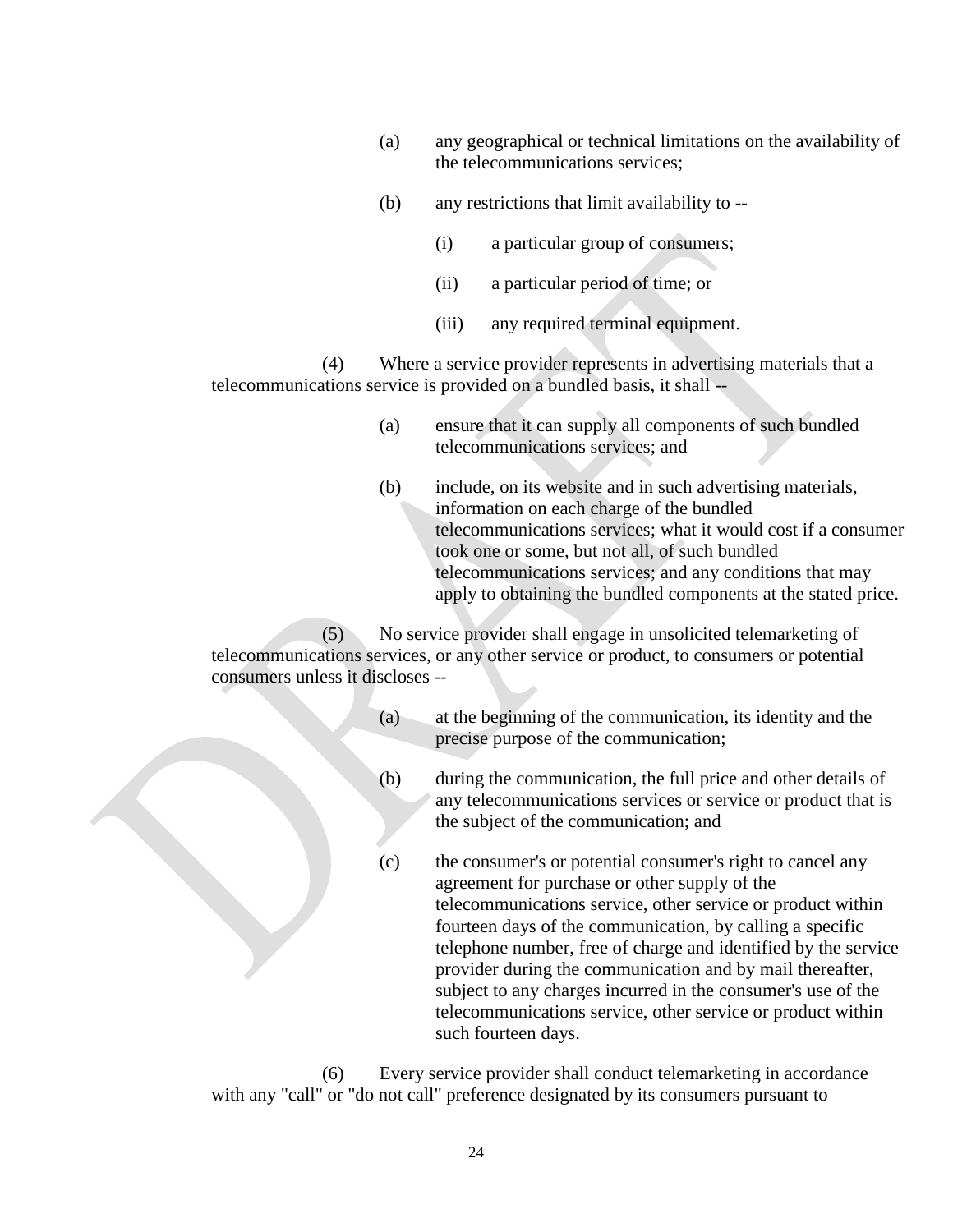(a) any geographical or technical limitations on the availability of the telecommunications services;

(b) any restrictions that limit availability to --

(i) a particular group of consumers;

(ii) a particular period of time; or

(iii) any required terminal equipment.

(4) Where a service provider represents in advertising materials that a telecommunications service is provided on a bundled basis, it shall --

(a) ensure that it can supply all components of such bundled telecommunications services; and

(b) include, on its website and in such advertising materials, information on each charge of the bundled telecommunications services; what it would cost if a consumer took one or some, but not all, of such bundled telecommunications services; and any conditions that may apply to obtaining the bundled components at the stated price.

(5) No service provider shall engage in unsolicited telemarketing of telecommunications services, or any other service or product, to consumers or potential consumers unless it discloses --

(a) at the beginning of the communication, its identity and the precise purpose of the communication;

(b) during the communication, the full price and other details of any telecommunications services or service or product that is the subject of the communication; and

(c) the consumer's or potential consumer's right to cancel any agreement for purchase or other supply of the telecommunications service, other service or product within fourteen days of the communication, by calling a specific telephone number, free of charge and identified by the service provider during the communication and by mail thereafter, subject to any charges incurred in the consumer's use of the telecommunications service, other service or product within such fourteen days.

(6) Every service provider shall conduct telemarketing in accordance with any "call" or "do not call" preference designated by its consumers pursuant to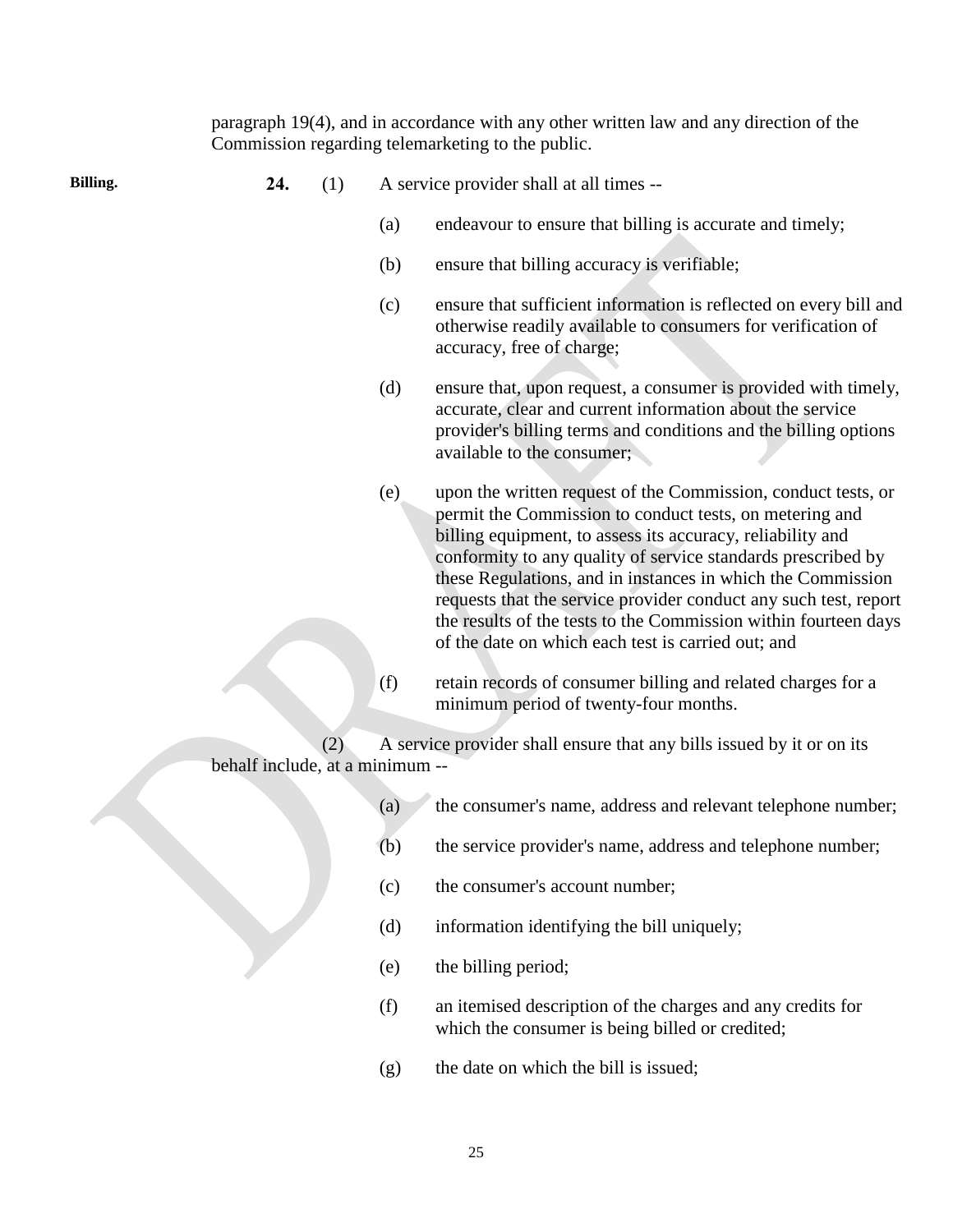paragraph 19(4), and in accordance with any other written law and any direction of the Commission regarding telemarketing to the public.

**Billing.**

**24.** (1) A service provider shall at all times --

(a) endeavour to ensure that billing is accurate and timely;

(b) ensure that billing accuracy is verifiable;

(c) ensure that sufficient information is reflected on every bill and otherwise readily available to consumers for verification of accuracy, free of charge;

(d) ensure that, upon request, a consumer is provided with timely, accurate, clear and current information about the service provider's billing terms and conditions and the billing options available to the consumer;

(e) upon the written request of the Commission, conduct tests, or permit the Commission to conduct tests, on metering and billing equipment, to assess its accuracy, reliability and conformity to any quality of service standards prescribed by these Regulations, and in instances in which the Commission requests that the service provider conduct any such test, report the results of the tests to the Commission within fourteen days of the date on which each test is carried out; and

(f) retain records of consumer billing and related charges for a minimum period of twenty-four months.

(2) A service provider shall ensure that any bills issued by it or on its behalf include, at a minimum --

(a) the consumer's name, address and relevant telephone number;

(b) the service provider's name, address and telephone number;

(c) the consumer's account number;

(d) information identifying the bill uniquely;

(e) the billing period;

(f) an itemised description of the charges and any credits for which the consumer is being billed or credited;

(g) the date on which the bill is issued;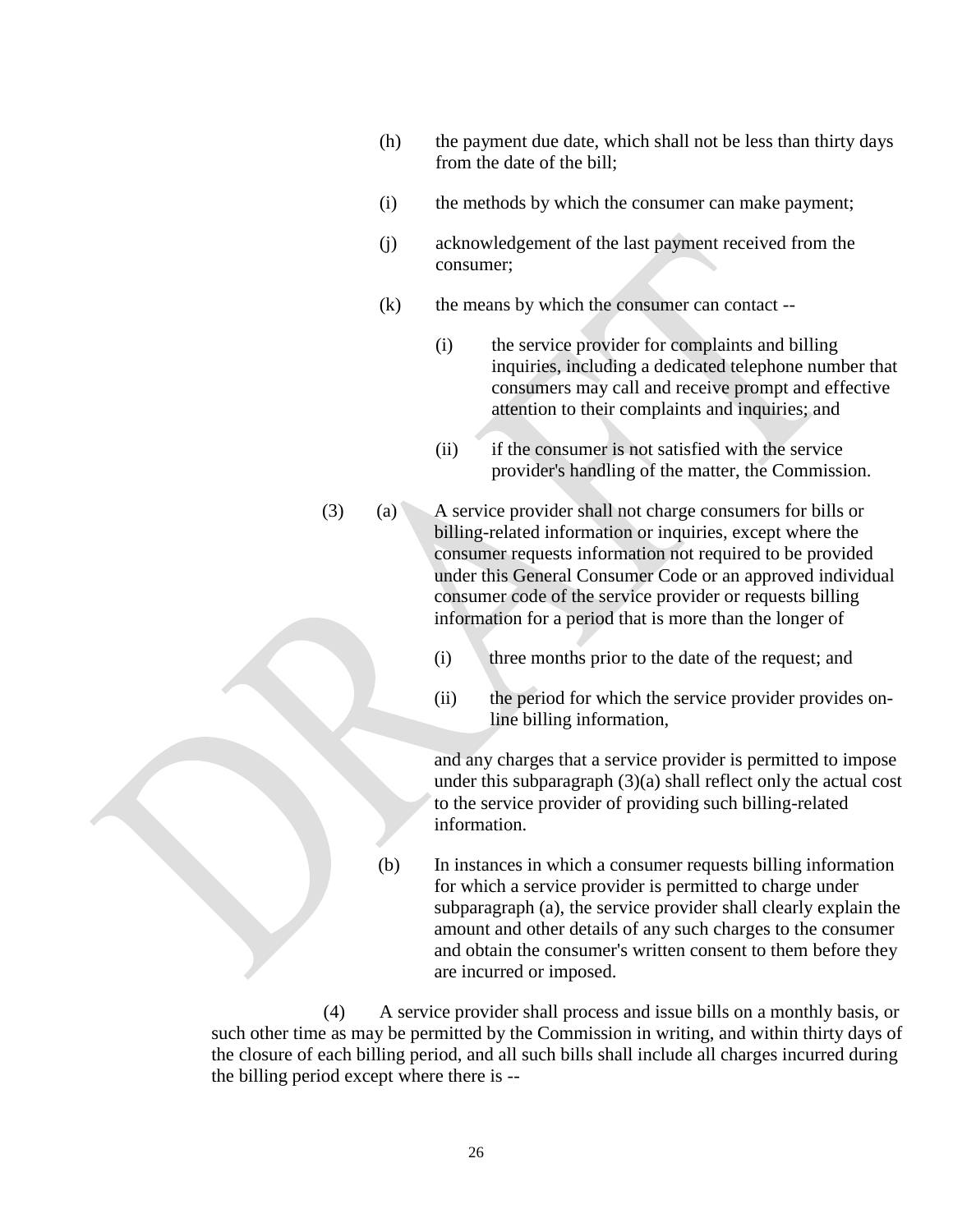(h) the payment due date, which shall not be less than thirty days from the date of the bill;

(i) the methods by which the consumer can make payment;

(j) acknowledgement of the last payment received from the consumer;

(k) the means by which the consumer can contact --

(i) the service provider for complaints and billing inquiries, including a dedicated telephone number that consumers may call and receive prompt and effective attention to their complaints and inquiries; and

(ii) if the consumer is not satisfied with the service provider's handling of the matter, the Commission.

(3) (a) A service provider shall not charge consumers for bills or billing-related information or inquiries, except where the consumer requests information not required to be provided under this General Consumer Code or an approved individual consumer code of the service provider or requests billing information for a period that is more than the longer of

(i) three months prior to the date of the request; and

(ii) the period for which the service provider provides on-line billing information,

and any charges that a service provider is permitted to impose under this subparagraph (3)(a) shall reflect only the actual cost to the service provider of providing such billing-related information.

(b) In instances in which a consumer requests billing information for which a service provider is permitted to charge under subparagraph (a), the service provider shall clearly explain the amount and other details of any such charges to the consumer and obtain the consumer's written consent to them before they are incurred or imposed.

(4) A service provider shall process and issue bills on a monthly basis, or such other time as may be permitted by the Commission in writing, and within thirty days of the closure of each billing period, and all such bills shall include all charges incurred during the billing period except where there is --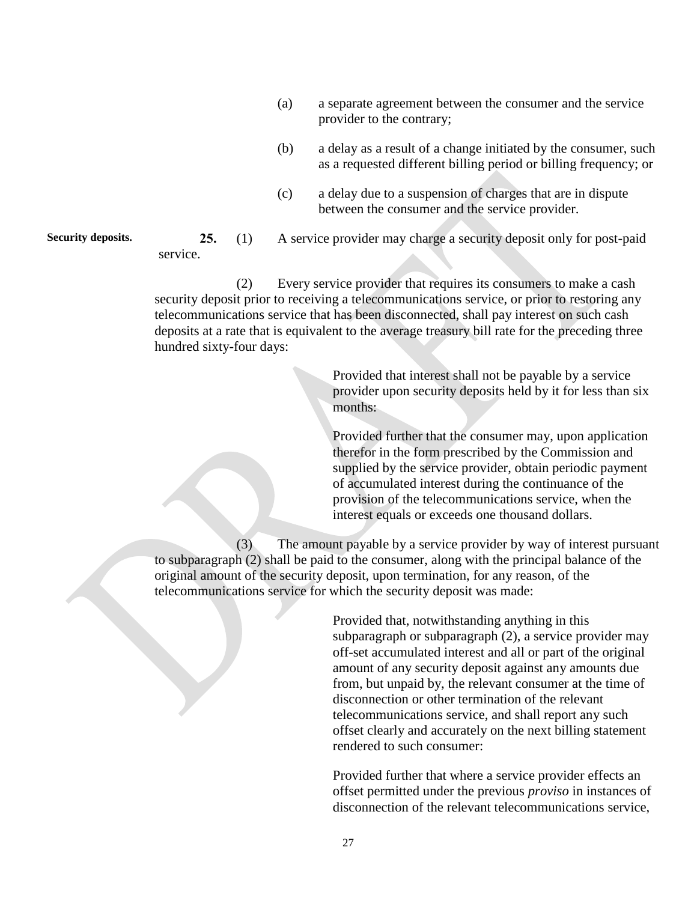(a) a separate agreement between the consumer and the service provider to the contrary;

(b) a delay as a result of a change initiated by the consumer, such as a requested different billing period or billing frequency; or

(c) a delay due to a suspension of charges that are in dispute between the consumer and the service provider.

**Security deposits.**

**25.** (1) A service provider may charge a security deposit only for post-paid service.

(2) Every service provider that requires its consumers to make a cash security deposit prior to receiving a telecommunications service, or prior to restoring any telecommunications service that has been disconnected, shall pay interest on such cash deposits at a rate that is equivalent to the average treasury bill rate for the preceding three hundred sixty-four days:

Provided that interest shall not be payable by a service provider upon security deposits held by it for less than six months:

Provided further that the consumer may, upon application therefor in the form prescribed by the Commission and supplied by the service provider, obtain periodic payment of accumulated interest during the continuance of the provision of the telecommunications service, when the interest equals or exceeds one thousand dollars.

(3) The amount payable by a service provider by way of interest pursuant to subparagraph (2) shall be paid to the consumer, along with the principal balance of the original amount of the security deposit, upon termination, for any reason, of the telecommunications service for which the security deposit was made:

Provided that, notwithstanding anything in this subparagraph or subparagraph (2), a service provider may off-set accumulated interest and all or part of the original amount of any security deposit against any amounts due from, but unpaid by, the relevant consumer at the time of disconnection or other termination of the relevant telecommunications service, and shall report any such offset clearly and accurately on the next billing statement rendered to such consumer:

Provided further that where a service provider effects an offset permitted under the previous *proviso* in instances of disconnection of the relevant telecommunications service,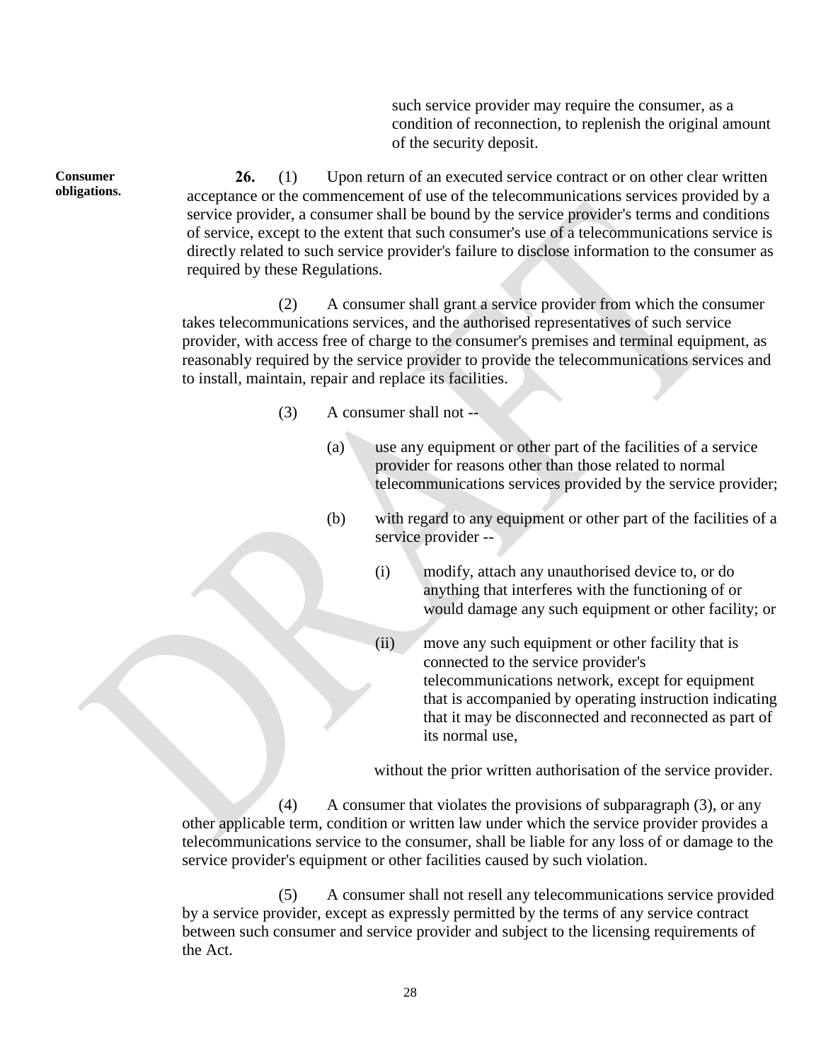such service provider may require the consumer, as a condition of reconnection, to replenish the original amount of the security deposit.

**Consumer obligations.**

**26.** (1) Upon return of an executed service contract or on other clear written acceptance or the commencement of use of the telecommunications services provided by a service provider, a consumer shall be bound by the service provider's terms and conditions of service, except to the extent that such consumer's use of a telecommunications service is directly related to such service provider's failure to disclose information to the consumer as required by these Regulations.

(2) A consumer shall grant a service provider from which the consumer takes telecommunications services, and the authorised representatives of such service provider, with access free of charge to the consumer's premises and terminal equipment, as reasonably required by the service provider to provide the telecommunications services and to install, maintain, repair and replace its facilities.

(3) A consumer shall not --

(a) use any equipment or other part of the facilities of a service provider for reasons other than those related to normal telecommunications services provided by the service provider;

(b) with regard to any equipment or other part of the facilities of a service provider --

(i) modify, attach any unauthorised device to, or do anything that interferes with the functioning of or would damage any such equipment or other facility; or

(ii) move any such equipment or other facility that is connected to the service provider's telecommunications network, except for equipment that is accompanied by operating instruction indicating that it may be disconnected and reconnected as part of its normal use,

without the prior written authorisation of the service provider.

(4) A consumer that violates the provisions of subparagraph (3), or any other applicable term, condition or written law under which the service provider provides a telecommunications service to the consumer, shall be liable for any loss of or damage to the service provider's equipment or other facilities caused by such violation.

(5) A consumer shall not resell any telecommunications service provided by a service provider, except as expressly permitted by the terms of any service contract between such consumer and service provider and subject to the licensing requirements of the Act.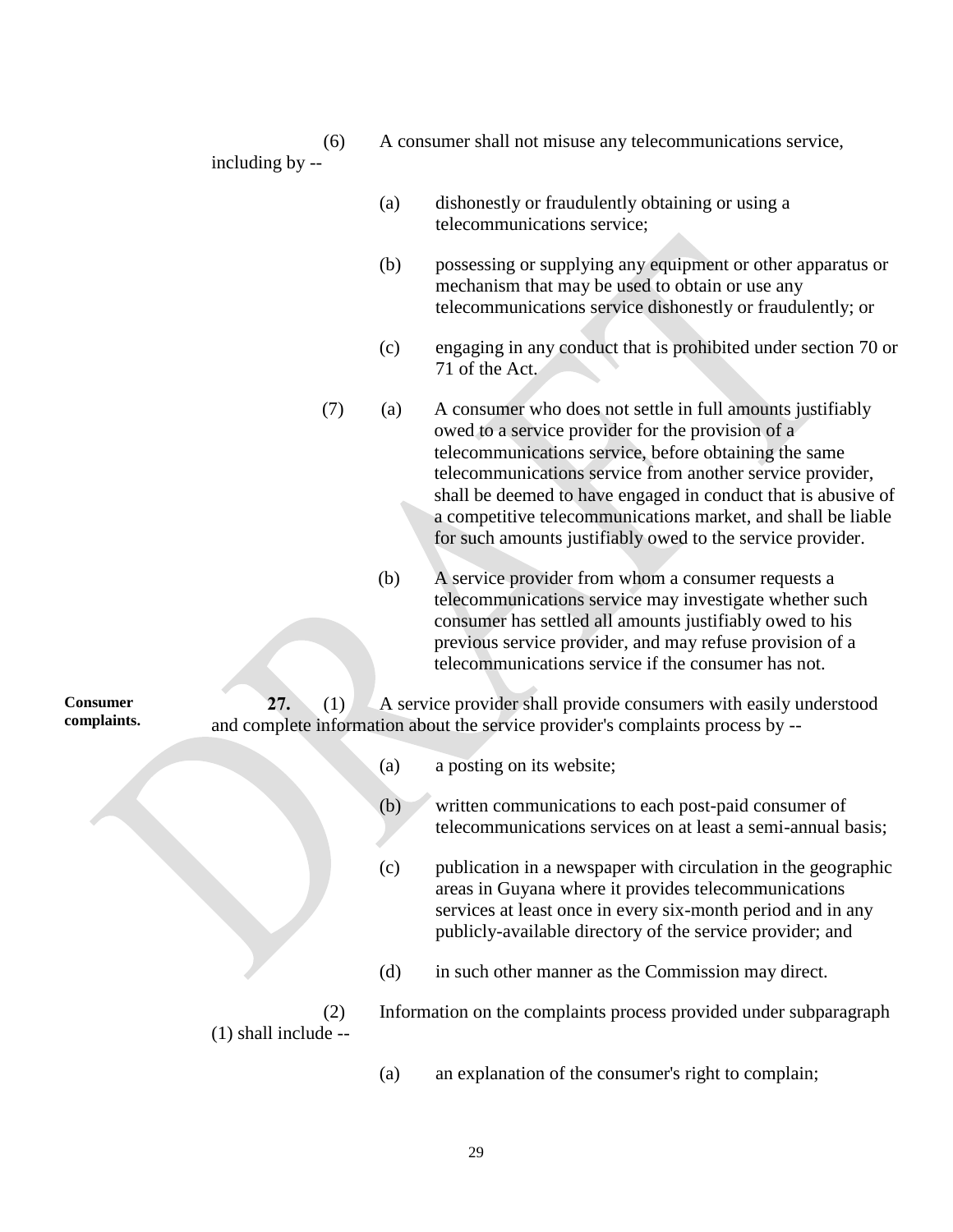(6) A consumer shall not misuse any telecommunications service, including by --

(a) dishonestly or fraudulently obtaining or using a telecommunications service;

(b) possessing or supplying any equipment or other apparatus or mechanism that may be used to obtain or use any telecommunications service dishonestly or fraudulently; or

(c) engaging in any conduct that is prohibited under section 70 or 71 of the Act.

(7) (a) A consumer who does not settle in full amounts justifiably owed to a service provider for the provision of a telecommunications service, before obtaining the same telecommunications service from another service provider, shall be deemed to have engaged in conduct that is abusive of a competitive telecommunications market, and shall be liable for such amounts justifiably owed to the service provider.

(b) A service provider from whom a consumer requests a telecommunications service may investigate whether such consumer has settled all amounts justifiably owed to his previous service provider, and may refuse provision of a telecommunications service if the consumer has not.

**Consumer complaints.**

**27.** (1) A service provider shall provide consumers with easily understood and complete information about the service provider's complaints process by --

(a) a posting on its website;

(b) written communications to each post-paid consumer of telecommunications services on at least a semi-annual basis;

(c) publication in a newspaper with circulation in the geographic areas in Guyana where it provides telecommunications services at least once in every six-month period and in any publicly-available directory of the service provider; and

(d) in such other manner as the Commission may direct.

(2) Information on the complaints process provided under subparagraph (1) shall include --

(a) an explanation of the consumer's right to complain;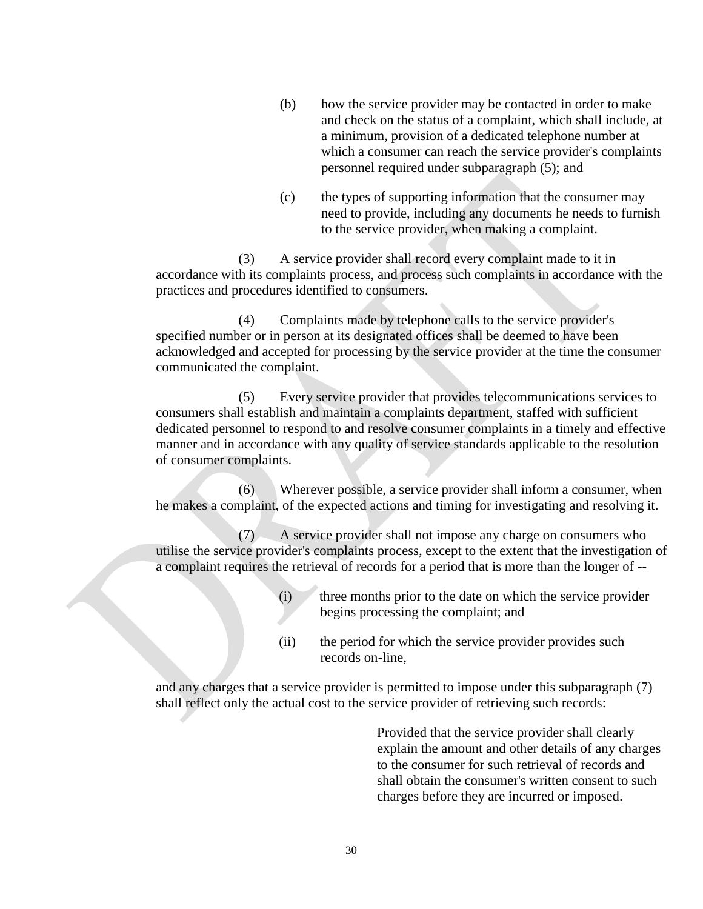(b) how the service provider may be contacted in order to make and check on the status of a complaint, which shall include, at a minimum, provision of a dedicated telephone number at which a consumer can reach the service provider's complaints personnel required under subparagraph (5); and

(c) the types of supporting information that the consumer may need to provide, including any documents he needs to furnish to the service provider, when making a complaint.

(3) A service provider shall record every complaint made to it in accordance with its complaints process, and process such complaints in accordance with the practices and procedures identified to consumers.

(4) Complaints made by telephone calls to the service provider's specified number or in person at its designated offices shall be deemed to have been acknowledged and accepted for processing by the service provider at the time the consumer communicated the complaint.

(5) Every service provider that provides telecommunications services to consumers shall establish and maintain a complaints department, staffed with sufficient dedicated personnel to respond to and resolve consumer complaints in a timely and effective manner and in accordance with any quality of service standards applicable to the resolution of consumer complaints.

(6) Wherever possible, a service provider shall inform a consumer, when he makes a complaint, of the expected actions and timing for investigating and resolving it.

(7) A service provider shall not impose any charge on consumers who utilise the service provider's complaints process, except to the extent that the investigation of a complaint requires the retrieval of records for a period that is more than the longer of --

(i) three months prior to the date on which the service provider begins processing the complaint; and

(ii) the period for which the service provider provides such records on-line,

and any charges that a service provider is permitted to impose under this subparagraph (7) shall reflect only the actual cost to the service provider of retrieving such records:

Provided that the service provider shall clearly explain the amount and other details of any charges to the consumer for such retrieval of records and shall obtain the consumer's written consent to such charges before they are incurred or imposed.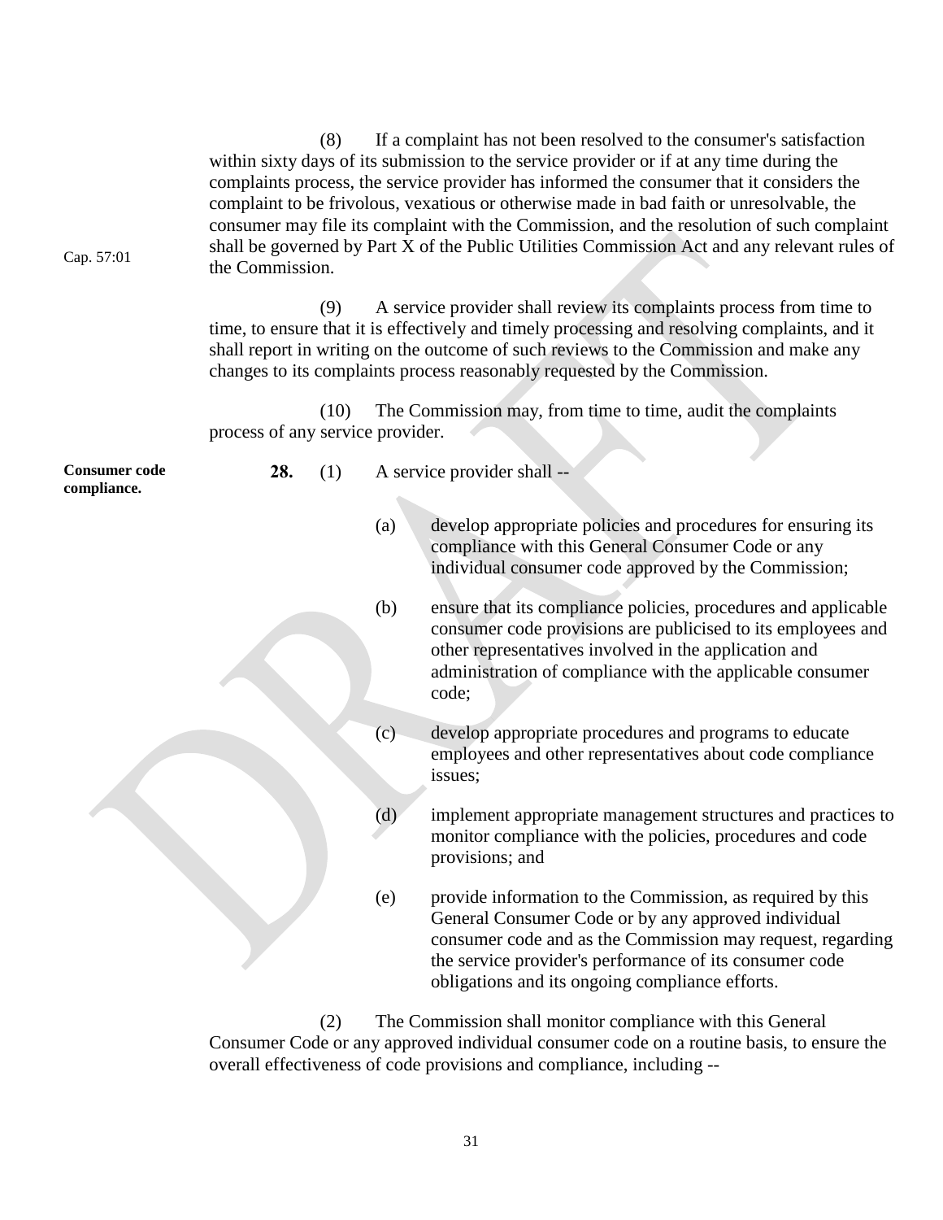(8) If a complaint has not been resolved to the consumer's satisfaction within sixty days of its submission to the service provider or if at any time during the complaints process, the service provider has informed the consumer that it considers the complaint to be frivolous, vexatious or otherwise made in bad faith or unresolvable, the consumer may file its complaint with the Commission, and the resolution of such complaint shall be governed by Part X of the Public Utilities Commission Act and any relevant rules of the Commission.

Cap. 57:01

(9) A service provider shall review its complaints process from time to time, to ensure that it is effectively and timely processing and resolving complaints, and it shall report in writing on the outcome of such reviews to the Commission and make any changes to its complaints process reasonably requested by the Commission.

(10) The Commission may, from time to time, audit the complaints process of any service provider.

**Consumer code compliance.**

**28.** (1) A service provider shall --

(a) develop appropriate policies and procedures for ensuring its compliance with this General Consumer Code or any individual consumer code approved by the Commission;

(b) ensure that its compliance policies, procedures and applicable consumer code provisions are publicised to its employees and other representatives involved in the application and administration of compliance with the applicable consumer code;

(c) develop appropriate procedures and programs to educate employees and other representatives about code compliance issues;

(d) implement appropriate management structures and practices to monitor compliance with the policies, procedures and code provisions; and

(e) provide information to the Commission, as required by this General Consumer Code or by any approved individual consumer code and as the Commission may request, regarding the service provider's performance of its consumer code obligations and its ongoing compliance efforts.

(2) The Commission shall monitor compliance with this General Consumer Code or any approved individual consumer code on a routine basis, to ensure the overall effectiveness of code provisions and compliance, including --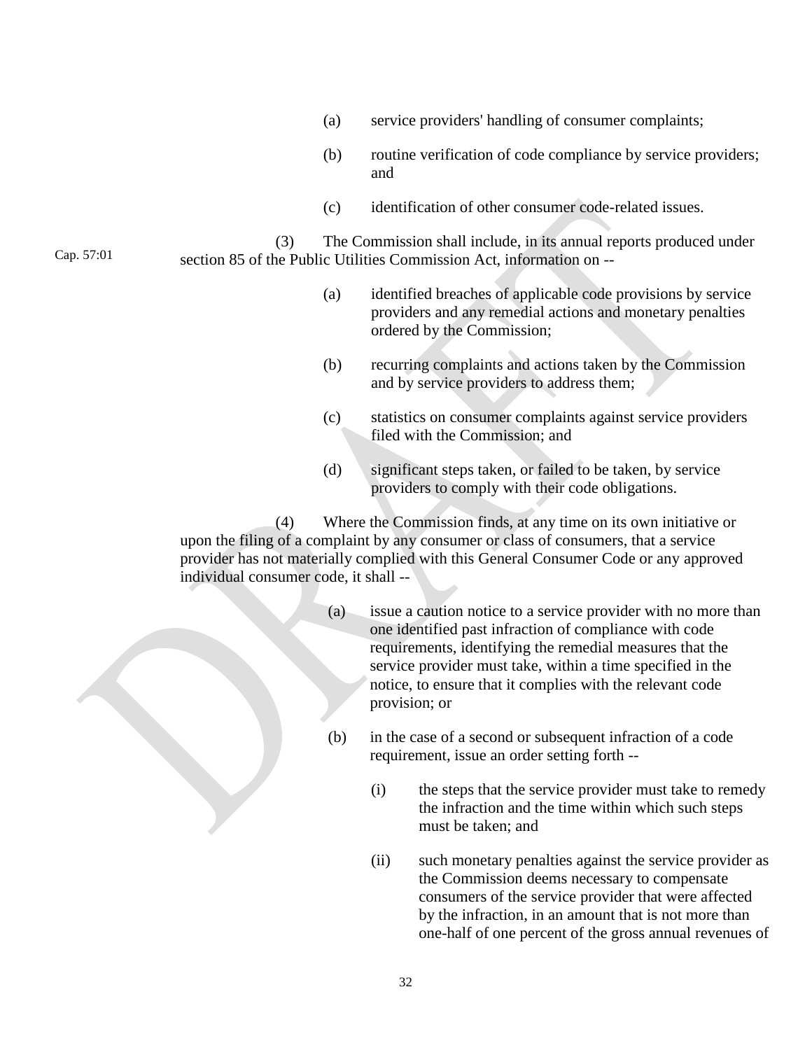(a) service providers' handling of consumer complaints;

(b) routine verification of code compliance by service providers; and

(c) identification of other consumer code-related issues.

Cap. 57:01

(3) The Commission shall include, in its annual reports produced under section 85 of the Public Utilities Commission Act, information on --

(a) identified breaches of applicable code provisions by service providers and any remedial actions and monetary penalties ordered by the Commission;

(b) recurring complaints and actions taken by the Commission and by service providers to address them;

(c) statistics on consumer complaints against service providers filed with the Commission; and

(d) significant steps taken, or failed to be taken, by service providers to comply with their code obligations.

(4) Where the Commission finds, at any time on its own initiative or upon the filing of a complaint by any consumer or class of consumers, that a service provider has not materially complied with this General Consumer Code or any approved individual consumer code, it shall --

(a) issue a caution notice to a service provider with no more than one identified past infraction of compliance with code requirements, identifying the remedial measures that the service provider must take, within a time specified in the notice, to ensure that it complies with the relevant code provision; or

(b) in the case of a second or subsequent infraction of a code requirement, issue an order setting forth --

(i) the steps that the service provider must take to remedy the infraction and the time within which such steps must be taken; and

(ii) such monetary penalties against the service provider as the Commission deems necessary to compensate consumers of the service provider that were affected by the infraction, in an amount that is not more than one-half of one percent of the gross annual revenues of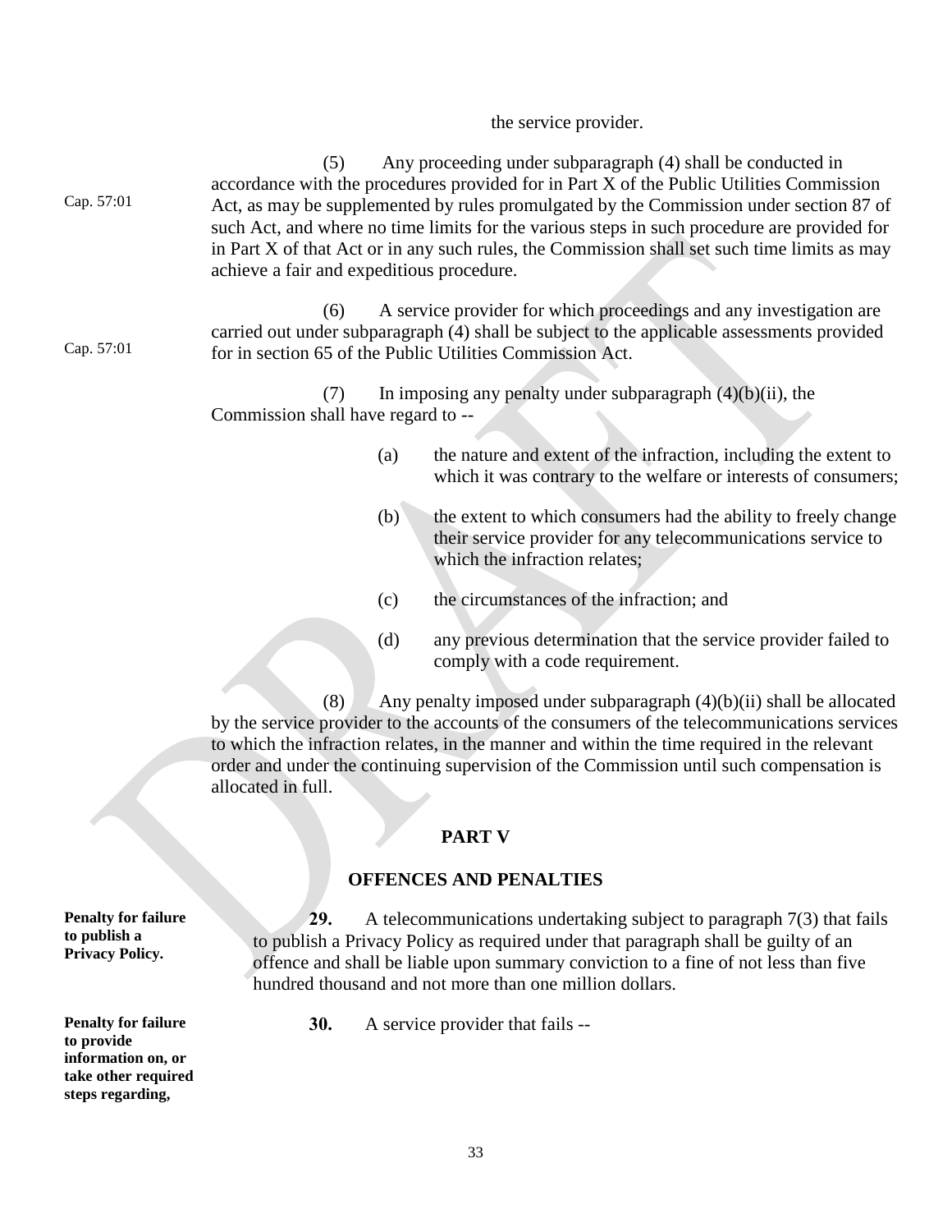the service provider.

(5) Any proceeding under subparagraph (4) shall be conducted in accordance with the procedures provided for in Part X of the Public Utilities Commission Act, as may be supplemented by rules promulgated by the Commission under section 87 of such Act, and where no time limits for the various steps in such procedure are provided for in Part X of that Act or in any such rules, the Commission shall set such time limits as may achieve a fair and expeditious procedure.

Cap. 57:01

(6) A service provider for which proceedings and any investigation are carried out under subparagraph (4) shall be subject to the applicable assessments provided for in section 65 of the Public Utilities Commission Act.

Cap. 57:01

(7) In imposing any penalty under subparagraph (4)(b)(ii), the Commission shall have regard to --

(a) the nature and extent of the infraction, including the extent to which it was contrary to the welfare or interests of consumers;

(b) the extent to which consumers had the ability to freely change their service provider for any telecommunications service to which the infraction relates;

(c) the circumstances of the infraction; and

(d) any previous determination that the service provider failed to comply with a code requirement.

(8) Any penalty imposed under subparagraph (4)(b)(ii) shall be allocated by the service provider to the accounts of the consumers of the telecommunications services to which the infraction relates, in the manner and within the time required in the relevant order and under the continuing supervision of the Commission until such compensation is allocated in full.

## PART V

## OFFENCES AND PENALTIES

**Penalty for failure to publish a Privacy Policy.**

**29.** A telecommunications undertaking subject to paragraph 7(3) that fails to publish a Privacy Policy as required under that paragraph shall be guilty of an offence and shall be liable upon summary conviction to a fine of not less than five hundred thousand and not more than one million dollars.

**Penalty for failure to provide information on, or take other required steps regarding,**

**30.** A service provider that fails --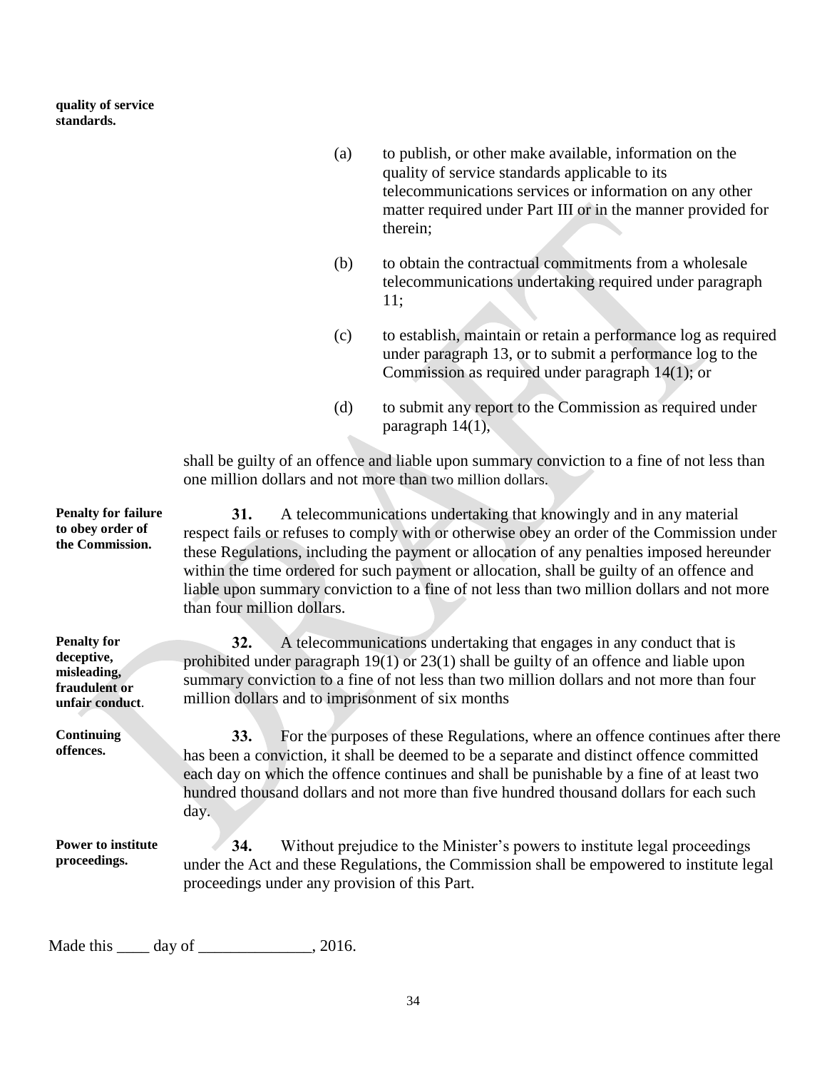**quality of service standards.**

(a) to publish, or other make available, information on the quality of service standards applicable to its telecommunications services or information on any other matter required under Part III or in the manner provided for therein;

(b) to obtain the contractual commitments from a wholesale telecommunications undertaking required under paragraph 11;

(c) to establish, maintain or retain a performance log as required under paragraph 13, or to submit a performance log to the Commission as required under paragraph 14(1); or

(d) to submit any report to the Commission as required under paragraph 14(1),

shall be guilty of an offence and liable upon summary conviction to a fine of not less than one million dollars and not more than two million dollars.

**Penalty for failure to obey order of the Commission.**

**31.** A telecommunications undertaking that knowingly and in any material respect fails or refuses to comply with or otherwise obey an order of the Commission under these Regulations, including the payment or allocation of any penalties imposed hereunder within the time ordered for such payment or allocation, shall be guilty of an offence and liable upon summary conviction to a fine of not less than two million dollars and not more than four million dollars.

**Penalty for deceptive, misleading, fraudulent or unfair conduct.**

**32.** A telecommunications undertaking that engages in any conduct that is prohibited under paragraph 19(1) or 23(1) shall be guilty of an offence and liable upon summary conviction to a fine of not less than two million dollars and not more than four million dollars and to imprisonment of six months

**Continuing offences.**

**33.** For the purposes of these Regulations, where an offence continues after there has been a conviction, it shall be deemed to be a separate and distinct offence committed each day on which the offence continues and shall be punishable by a fine of at least two hundred thousand dollars and not more than five hundred thousand dollars for each such day.

**Power to institute proceedings.**

**34.** Without prejudice to the Minister's powers to institute legal proceedings under the Act and these Regulations, the Commission shall be empowered to institute legal proceedings under any provision of this Part.

Made this ____ day of ______________, 2016.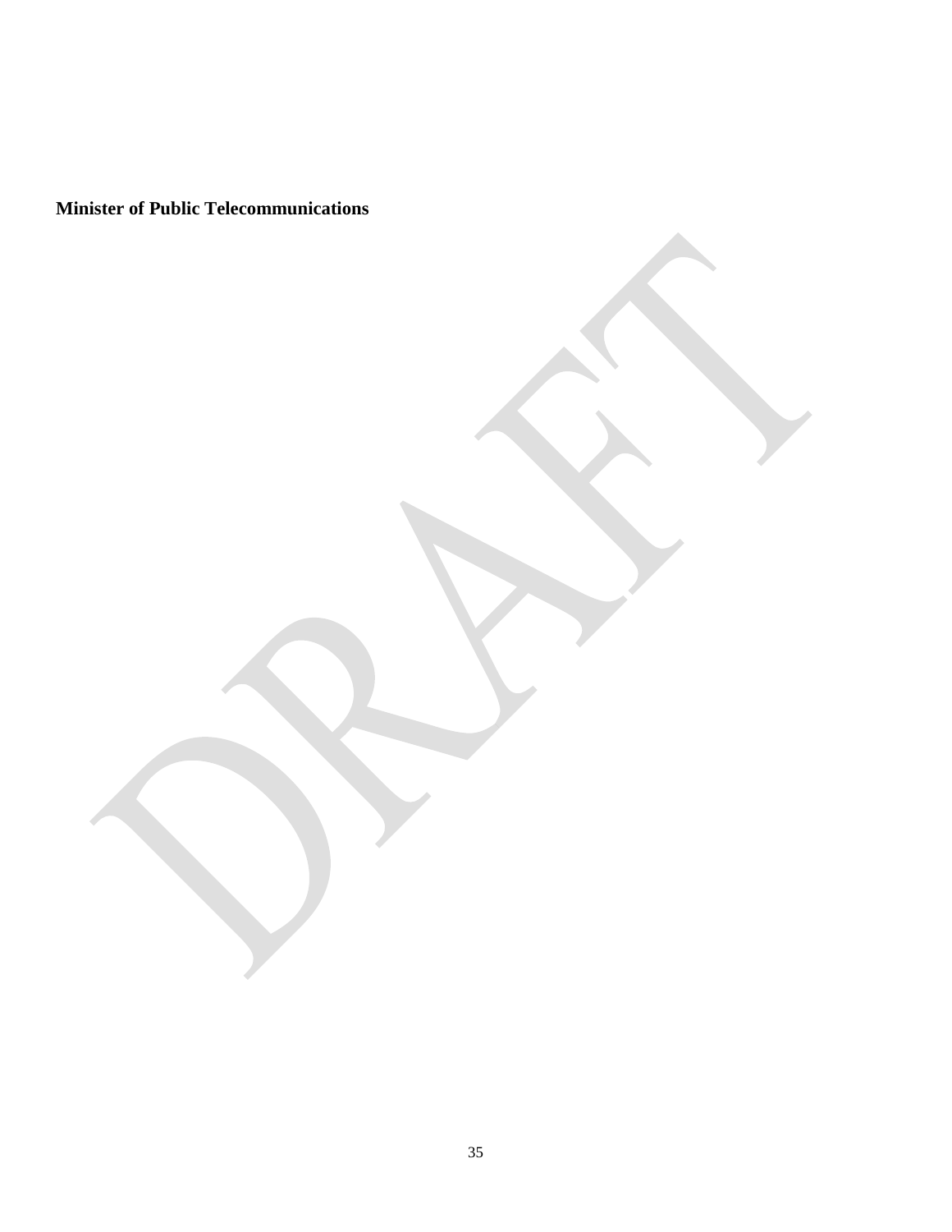**Minister of Public Telecommunications**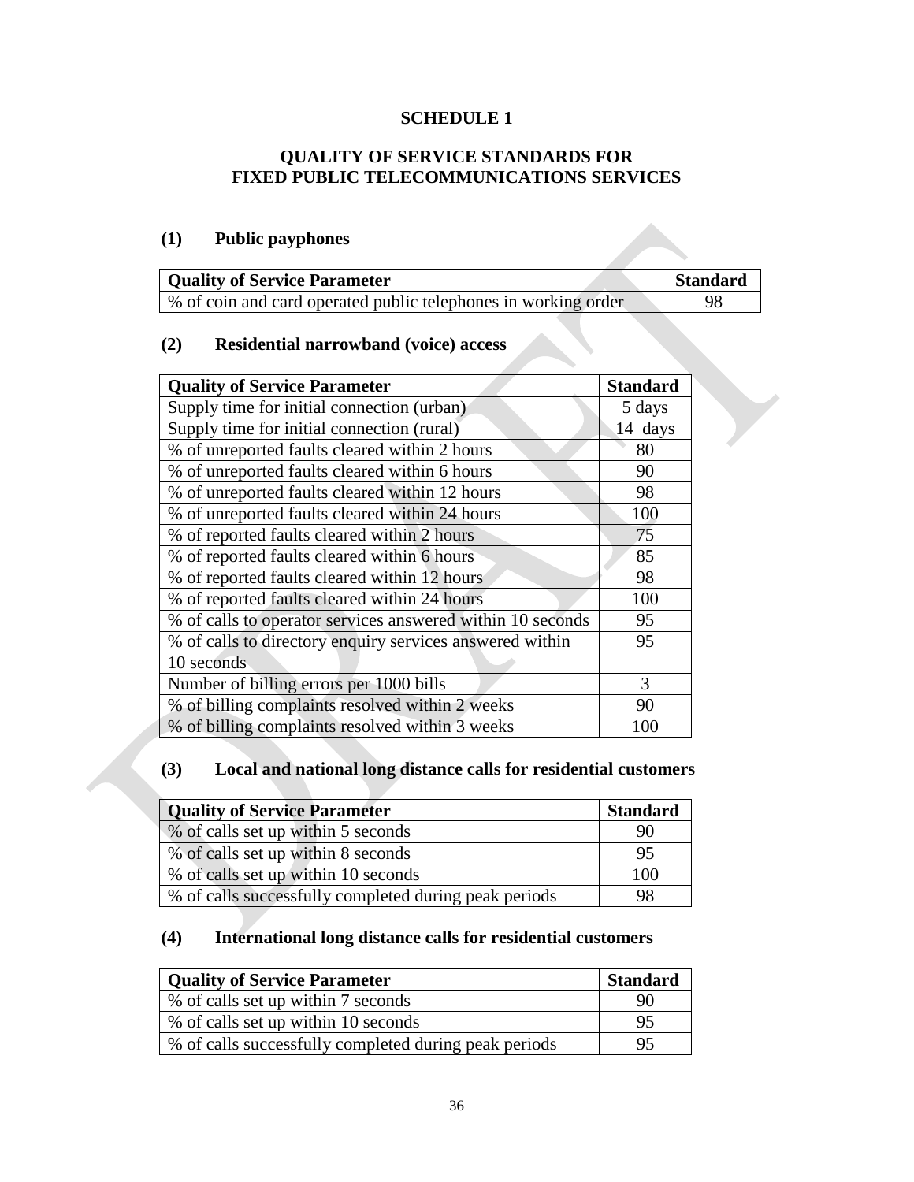# SCHEDULE 1

## QUALITY OF SERVICE STANDARDS FOR FIXED PUBLIC TELECOMMUNICATIONS SERVICES

### (1) Public payphones

| Quality of Service Parameter | Standard |
|---|---|
| % of coin and card operated public telephones in working order | 98 |

### (2) Residential narrowband (voice) access

| Quality of Service Parameter | Standard |
|---|---|
| Supply time for initial connection (urban) | 5 days |
| Supply time for initial connection (rural) | 14 days |
| % of unreported faults cleared within 2 hours | 80 |
| % of unreported faults cleared within 6 hours | 90 |
| % of unreported faults cleared within 12 hours | 98 |
| % of unreported faults cleared within 24 hours | 100 |
| % of reported faults cleared within 2 hours | 75 |
| % of reported faults cleared within 6 hours | 85 |
| % of reported faults cleared within 12 hours | 98 |
| % of reported faults cleared within 24 hours | 100 |
| % of calls to operator services answered within 10 seconds | 95 |
| % of calls to directory enquiry services answered within 10 seconds | 95 |
| Number of billing errors per 1000 bills | 3 |
| % of billing complaints resolved within 2 weeks | 90 |
| % of billing complaints resolved within 3 weeks | 100 |

### (3) Local and national long distance calls for residential customers

| Quality of Service Parameter | Standard |
|---|---|
| % of calls set up within 5 seconds | 90 |
| % of calls set up within 8 seconds | 95 |
| % of calls set up within 10 seconds | 100 |
| % of calls successfully completed during peak periods | 98 |

### (4) International long distance calls for residential customers

| Quality of Service Parameter | Standard |
|---|---|
| % of calls set up within 7 seconds | 90 |
| % of calls set up within 10 seconds | 95 |
| % of calls successfully completed during peak periods | 95 |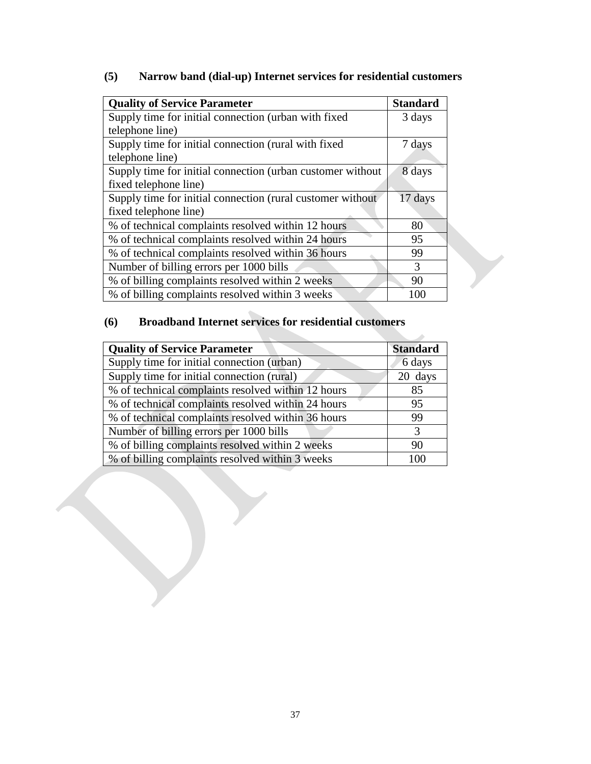### (5) Narrow band (dial-up) Internet services for residential customers

| Quality of Service Parameter | Standard |
|---|---|
| Supply time for initial connection (urban with fixed telephone line) | 3 days |
| Supply time for initial connection (rural with fixed telephone line) | 7 days |
| Supply time for initial connection (urban customer without fixed telephone line) | 8 days |
| Supply time for initial connection (rural customer without fixed telephone line) | 17 days |
| % of technical complaints resolved within 12 hours | 80 |
| % of technical complaints resolved within 24 hours | 95 |
| % of technical complaints resolved within 36 hours | 99 |
| Number of billing errors per 1000 bills | 3 |
| % of billing complaints resolved within 2 weeks | 90 |
| % of billing complaints resolved within 3 weeks | 100 |

### (6) Broadband Internet services for residential customers

| Quality of Service Parameter | Standard |
|---|---|
| Supply time for initial connection (urban) | 6 days |
| Supply time for initial connection (rural) | 20 days |
| % of technical complaints resolved within 12 hours | 85 |
| % of technical complaints resolved within 24 hours | 95 |
| % of technical complaints resolved within 36 hours | 99 |
| Number of billing errors per 1000 bills | 3 |
| % of billing complaints resolved within 2 weeks | 90 |
| % of billing complaints resolved within 3 weeks | 100 |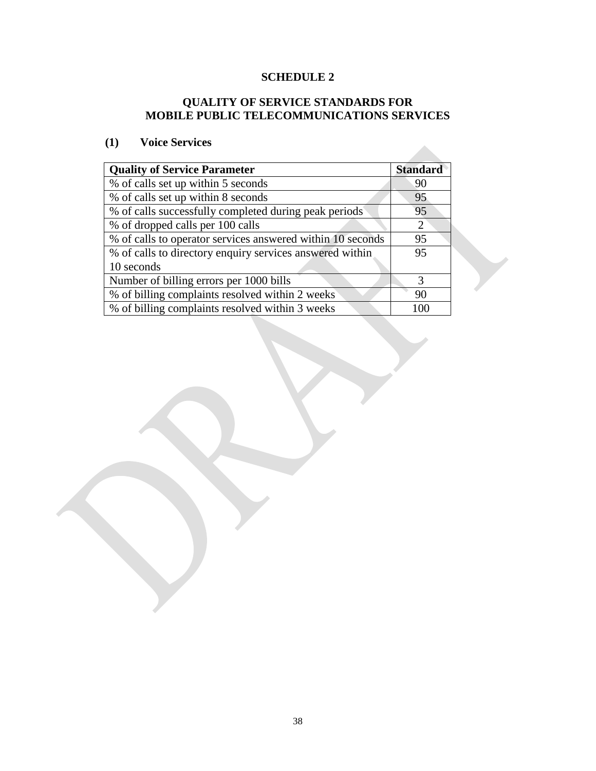# SCHEDULE 2

## QUALITY OF SERVICE STANDARDS FOR MOBILE PUBLIC TELECOMMUNICATIONS SERVICES

### (1) Voice Services

| Quality of Service Parameter | Standard |
|---|---|
| % of calls set up within 5 seconds | 90 |
| % of calls set up within 8 seconds | 95 |
| % of calls successfully completed during peak periods | 95 |
| % of dropped calls per 100 calls | 2 |
| % of calls to operator services answered within 10 seconds | 95 |
| % of calls to directory enquiry services answered within 10 seconds | 95 |
| Number of billing errors per 1000 bills | 3 |
| % of billing complaints resolved within 2 weeks | 90 |
| % of billing complaints resolved within 3 weeks | 100 |